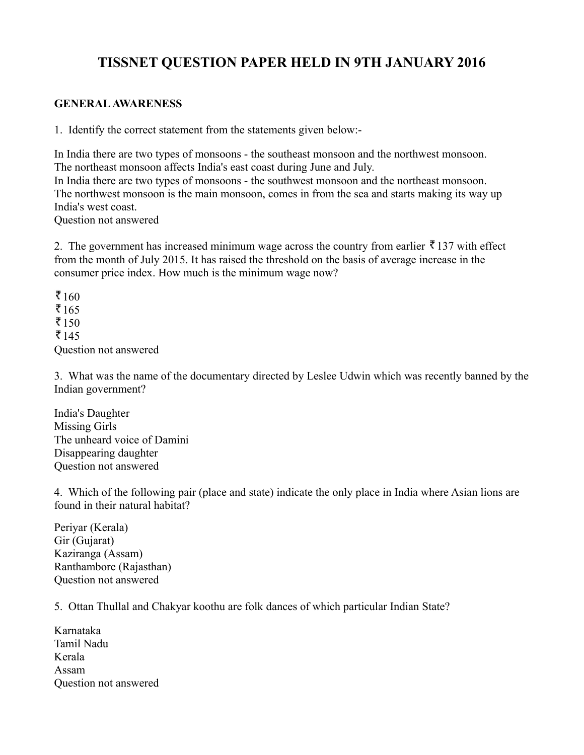# TISSNET QUESTION PAPER HELD IN 9TH JANUARY 2016

## GENERAL AWARENESS

1. Identify the correct statement from the statements given below:-

In India there are two types of monsoons - the southeast monsoon and the northwest monsoon.
The northeast monsoon affects India's east coast during June and July.
In India there are two types of monsoons - the southwest monsoon and the northeast monsoon.
The northwest monsoon is the main monsoon, comes in from the sea and starts making its way up India's west coast.
Question not answered

2. The government has increased minimum wage across the country from earlier ₹137 with effect from the month of July 2015. It has raised the threshold on the basis of average increase in the consumer price index. How much is the minimum wage now?

₹160
₹165
₹150
₹145
Question not answered

3. What was the name of the documentary directed by Leslee Udwin which was recently banned by the Indian government?

India's Daughter
Missing Girls
The unheard voice of Damini
Disappearing daughter
Question not answered

4. Which of the following pair (place and state) indicate the only place in India where Asian lions are found in their natural habitat?

Periyar (Kerala)
Gir (Gujarat)
Kaziranga (Assam)
Ranthambore (Rajasthan)
Question not answered

5. Ottan Thullal and Chakyar koothu are folk dances of which particular Indian State?

Karnataka
Tamil Nadu
Kerala
Assam
Question not answered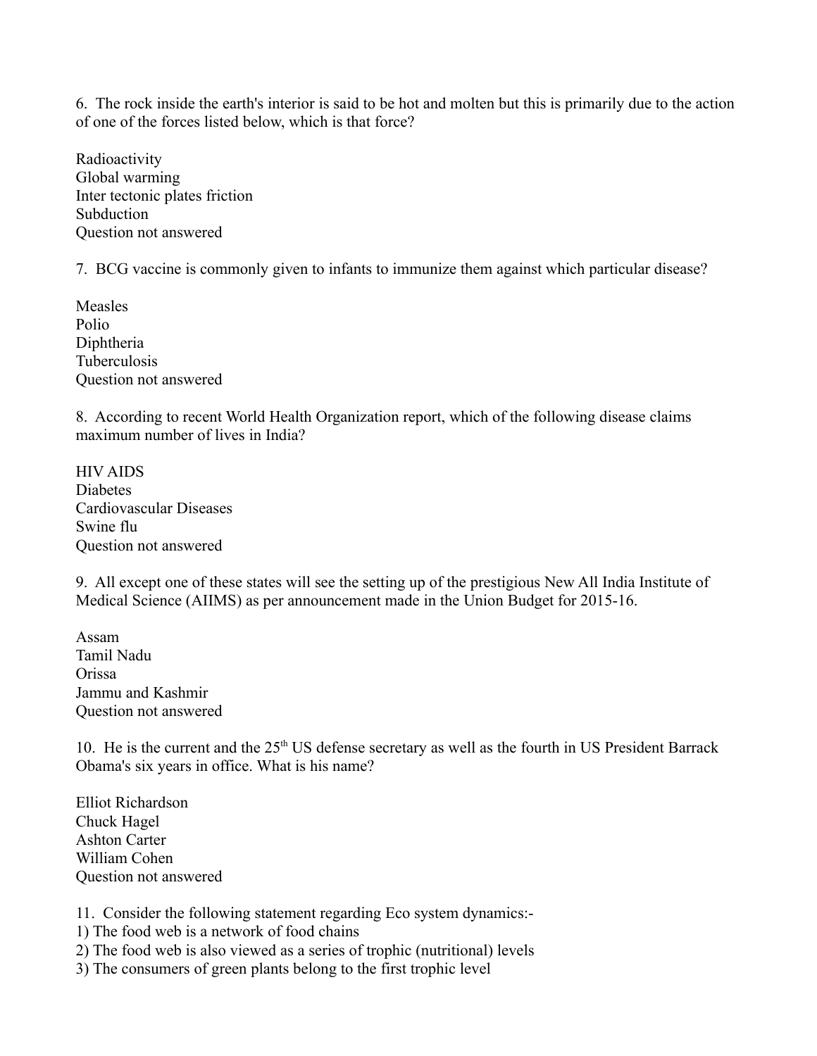6. The rock inside the earth's interior is said to be hot and molten but this is primarily due to the action of one of the forces listed below, which is that force?

Radioactivity
Global warming
Inter tectonic plates friction
Subduction
Question not answered

7. BCG vaccine is commonly given to infants to immunize them against which particular disease?

Measles
Polio
Diphtheria
Tuberculosis
Question not answered

8. According to recent World Health Organization report, which of the following disease claims maximum number of lives in India?

HIV AIDS
Diabetes
Cardiovascular Diseases
Swine flu
Question not answered

9. All except one of these states will see the setting up of the prestigious New All India Institute of Medical Science (AIIMS) as per announcement made in the Union Budget for 2015-16.

Assam
Tamil Nadu
Orissa
Jammu and Kashmir
Question not answered

10. He is the current and the 25th US defense secretary as well as the fourth in US President Barrack Obama's six years in office. What is his name?

Elliot Richardson
Chuck Hagel
Ashton Carter
William Cohen
Question not answered

11. Consider the following statement regarding Eco system dynamics:-
1) The food web is a network of food chains
2) The food web is also viewed as a series of trophic (nutritional) levels
3) The consumers of green plants belong to the first trophic level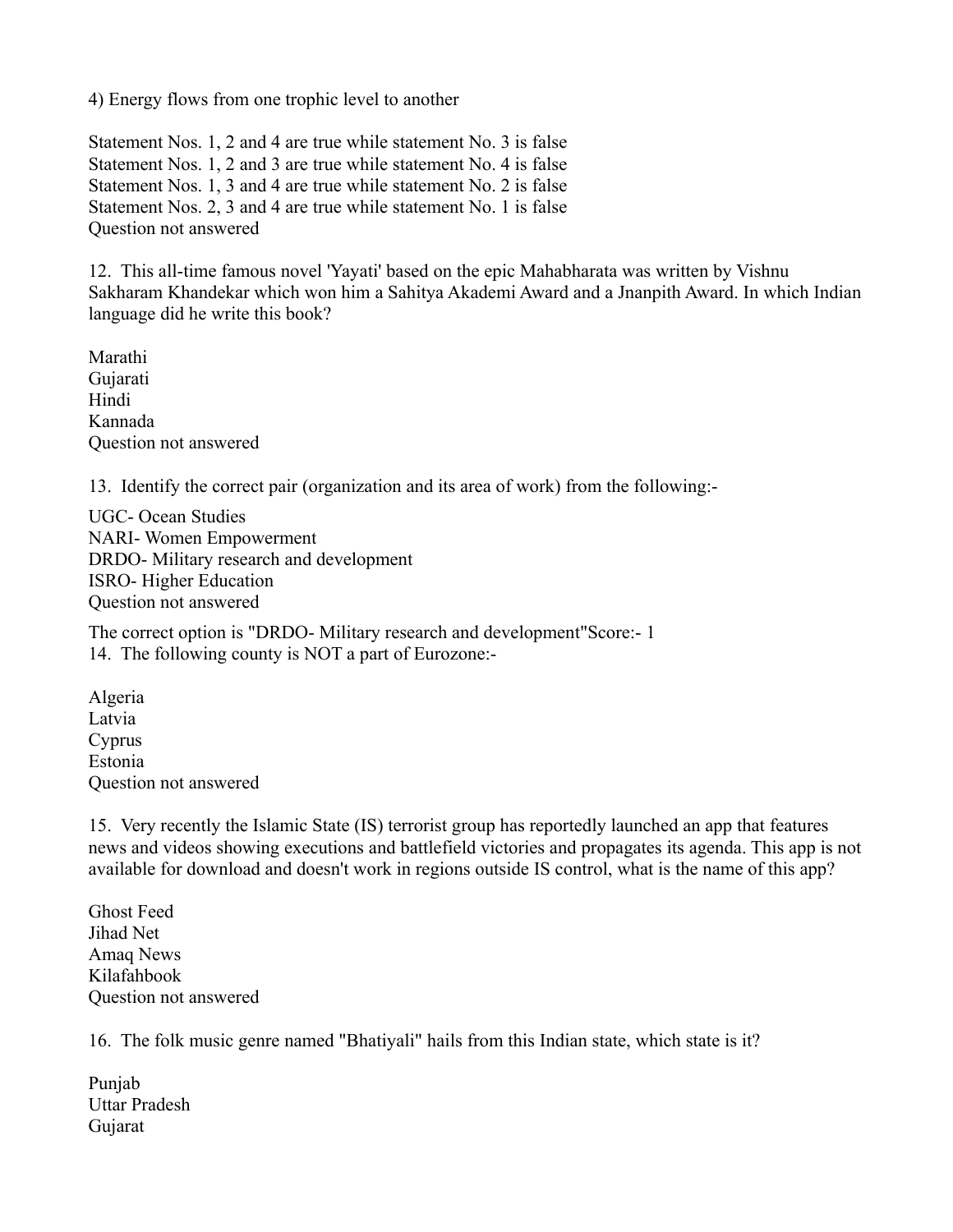4) Energy flows from one trophic level to another

Statement Nos. 1, 2 and 4 are true while statement No. 3 is false
Statement Nos. 1, 2 and 3 are true while statement No. 4 is false
Statement Nos. 1, 3 and 4 are true while statement No. 2 is false
Statement Nos. 2, 3 and 4 are true while statement No. 1 is false
Question not answered

12. This all-time famous novel 'Yayati' based on the epic Mahabharata was written by Vishnu Sakharam Khandekar which won him a Sahitya Akademi Award and a Jnanpith Award. In which Indian language did he write this book?

Marathi
Gujarati
Hindi
Kannada
Question not answered

13. Identify the correct pair (organization and its area of work) from the following:-

UGC- Ocean Studies
NARI- Women Empowerment
DRDO- Military research and development
ISRO- Higher Education
Question not answered

The correct option is "DRDO- Military research and development"Score:- 1
14. The following county is NOT a part of Eurozone:-

Algeria
Latvia
Cyprus
Estonia
Question not answered

15. Very recently the Islamic State (IS) terrorist group has reportedly launched an app that features news and videos showing executions and battlefield victories and propagates its agenda. This app is not available for download and doesn't work in regions outside IS control, what is the name of this app?

Ghost Feed
Jihad Net
Amaq News
Kilafahbook
Question not answered

16. The folk music genre named "Bhatiyali" hails from this Indian state, which state is it?

Punjab
Uttar Pradesh
Gujarat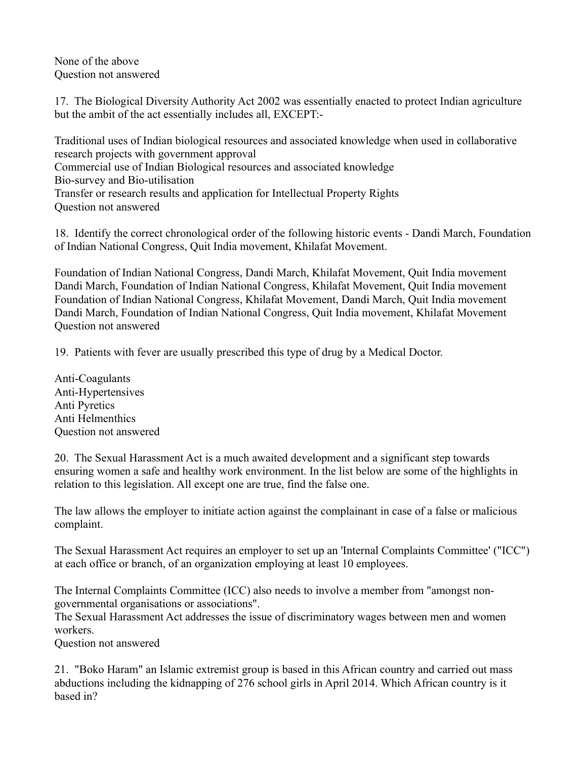None of the above
Question not answered

17. The Biological Diversity Authority Act 2002 was essentially enacted to protect Indian agriculture but the ambit of the act essentially includes all, EXCEPT:-

Traditional uses of Indian biological resources and associated knowledge when used in collaborative research projects with government approval
Commercial use of Indian Biological resources and associated knowledge
Bio-survey and Bio-utilisation
Transfer or research results and application for Intellectual Property Rights
Question not answered

18. Identify the correct chronological order of the following historic events - Dandi March, Foundation of Indian National Congress, Quit India movement, Khilafat Movement.

Foundation of Indian National Congress, Dandi March, Khilafat Movement, Quit India movement
Dandi March, Foundation of Indian National Congress, Khilafat Movement, Quit India movement
Foundation of Indian National Congress, Khilafat Movement, Dandi March, Quit India movement
Dandi March, Foundation of Indian National Congress, Quit India movement, Khilafat Movement
Question not answered

19. Patients with fever are usually prescribed this type of drug by a Medical Doctor.

Anti-Coagulants
Anti-Hypertensives
Anti Pyretics
Anti Helmenthics
Question not answered

20. The Sexual Harassment Act is a much awaited development and a significant step towards ensuring women a safe and healthy work environment. In the list below are some of the highlights in relation to this legislation. All except one are true, find the false one.

The law allows the employer to initiate action against the complainant in case of a false or malicious complaint.

The Sexual Harassment Act requires an employer to set up an 'Internal Complaints Committee' ("ICC") at each office or branch, of an organization employing at least 10 employees.

The Internal Complaints Committee (ICC) also needs to involve a member from "amongst non-governmental organisations or associations".
The Sexual Harassment Act addresses the issue of discriminatory wages between men and women workers.
Question not answered

21. "Boko Haram" an Islamic extremist group is based in this African country and carried out mass abductions including the kidnapping of 276 school girls in April 2014. Which African country is it based in?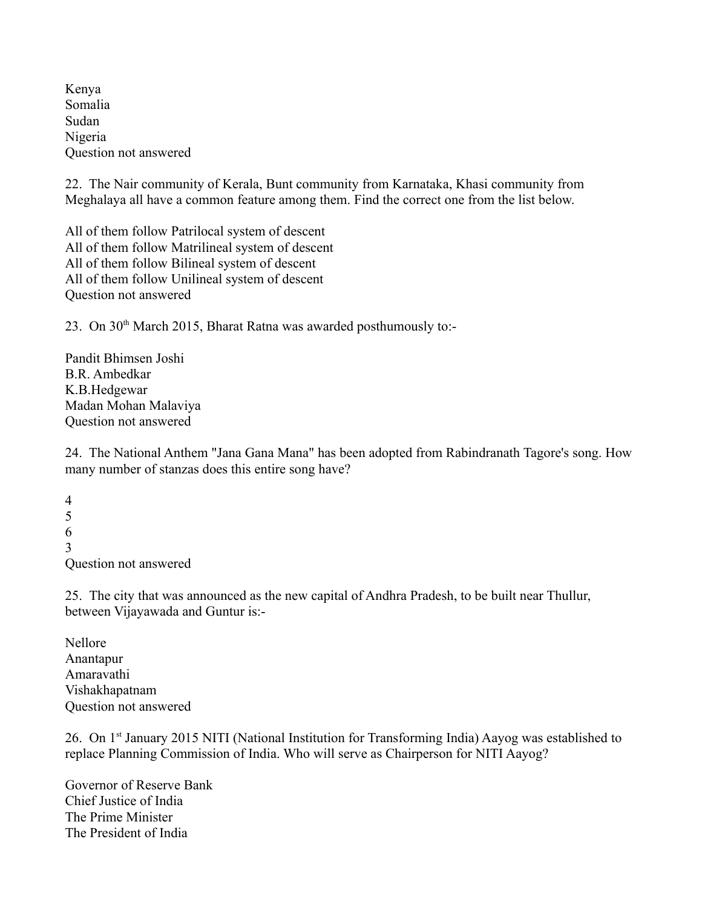Kenya
Somalia
Sudan
Nigeria
Question not answered

22. The Nair community of Kerala, Bunt community from Karnataka, Khasi community from Meghalaya all have a common feature among them. Find the correct one from the list below.

All of them follow Patrilocal system of descent
All of them follow Matrilineal system of descent
All of them follow Bilineal system of descent
All of them follow Unilineal system of descent
Question not answered

23. On 30th March 2015, Bharat Ratna was awarded posthumously to:-

Pandit Bhimsen Joshi
B.R. Ambedkar
K.B.Hedgewar
Madan Mohan Malaviya
Question not answered

24. The National Anthem "Jana Gana Mana" has been adopted from Rabindranath Tagore's song. How many number of stanzas does this entire song have?

4
5
6
3
Question not answered

25. The city that was announced as the new capital of Andhra Pradesh, to be built near Thullur, between Vijayawada and Guntur is:-

Nellore
Anantapur
Amaravathi
Vishakhapatnam
Question not answered

26. On 1st January 2015 NITI (National Institution for Transforming India) Aayog was established to replace Planning Commission of India. Who will serve as Chairperson for NITI Aayog?

Governor of Reserve Bank
Chief Justice of India
The Prime Minister
The President of India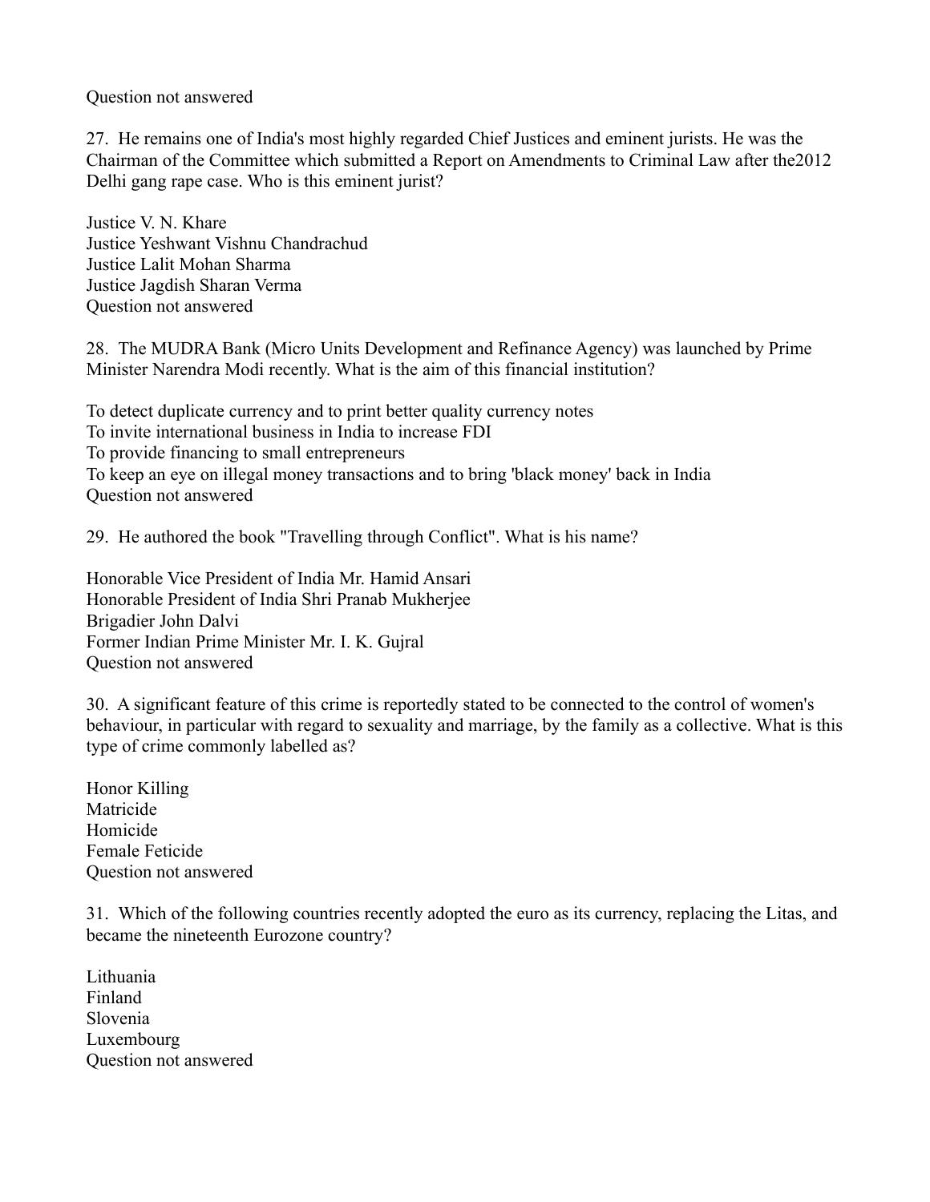Question not answered

27. He remains one of India's most highly regarded Chief Justices and eminent jurists. He was the Chairman of the Committee which submitted a Report on Amendments to Criminal Law after the2012 Delhi gang rape case. Who is this eminent jurist?

Justice V. N. Khare
Justice Yeshwant Vishnu Chandrachud
Justice Lalit Mohan Sharma
Justice Jagdish Sharan Verma
Question not answered

28. The MUDRA Bank (Micro Units Development and Refinance Agency) was launched by Prime Minister Narendra Modi recently. What is the aim of this financial institution?

To detect duplicate currency and to print better quality currency notes
To invite international business in India to increase FDI
To provide financing to small entrepreneurs
To keep an eye on illegal money transactions and to bring 'black money' back in India
Question not answered

29. He authored the book "Travelling through Conflict". What is his name?

Honorable Vice President of India Mr. Hamid Ansari
Honorable President of India Shri Pranab Mukherjee
Brigadier John Dalvi
Former Indian Prime Minister Mr. I. K. Gujral
Question not answered

30. A significant feature of this crime is reportedly stated to be connected to the control of women's behaviour, in particular with regard to sexuality and marriage, by the family as a collective. What is this type of crime commonly labelled as?

Honor Killing
Matricide
Homicide
Female Feticide
Question not answered

31. Which of the following countries recently adopted the euro as its currency, replacing the Litas, and became the nineteenth Eurozone country?

Lithuania
Finland
Slovenia
Luxembourg
Question not answered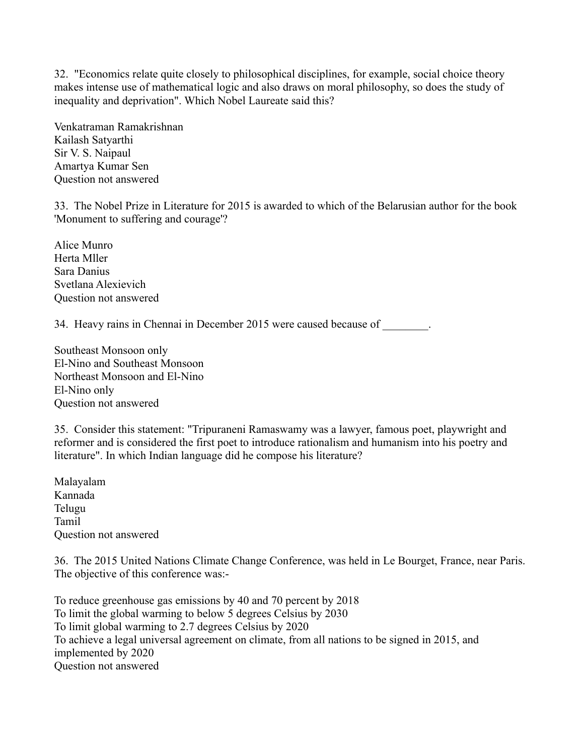32. "Economics relate quite closely to philosophical disciplines, for example, social choice theory makes intense use of mathematical logic and also draws on moral philosophy, so does the study of inequality and deprivation". Which Nobel Laureate said this?

Venkatraman Ramakrishnan
Kailash Satyarthi
Sir V. S. Naipaul
Amartya Kumar Sen
Question not answered

33. The Nobel Prize in Literature for 2015 is awarded to which of the Belarusian author for the book 'Monument to suffering and courage'?

Alice Munro
Herta Mller
Sara Danius
Svetlana Alexievich
Question not answered

34. Heavy rains in Chennai in December 2015 were caused because of ________.

Southeast Monsoon only
El-Nino and Southeast Monsoon
Northeast Monsoon and El-Nino
El-Nino only
Question not answered

35. Consider this statement: "Tripuraneni Ramaswamy was a lawyer, famous poet, playwright and reformer and is considered the first poet to introduce rationalism and humanism into his poetry and literature". In which Indian language did he compose his literature?

Malayalam
Kannada
Telugu
Tamil
Question not answered

36. The 2015 United Nations Climate Change Conference, was held in Le Bourget, France, near Paris. The objective of this conference was:-

To reduce greenhouse gas emissions by 40 and 70 percent by 2018
To limit the global warming to below 5 degrees Celsius by 2030
To limit global warming to 2.7 degrees Celsius by 2020
To achieve a legal universal agreement on climate, from all nations to be signed in 2015, and implemented by 2020
Question not answered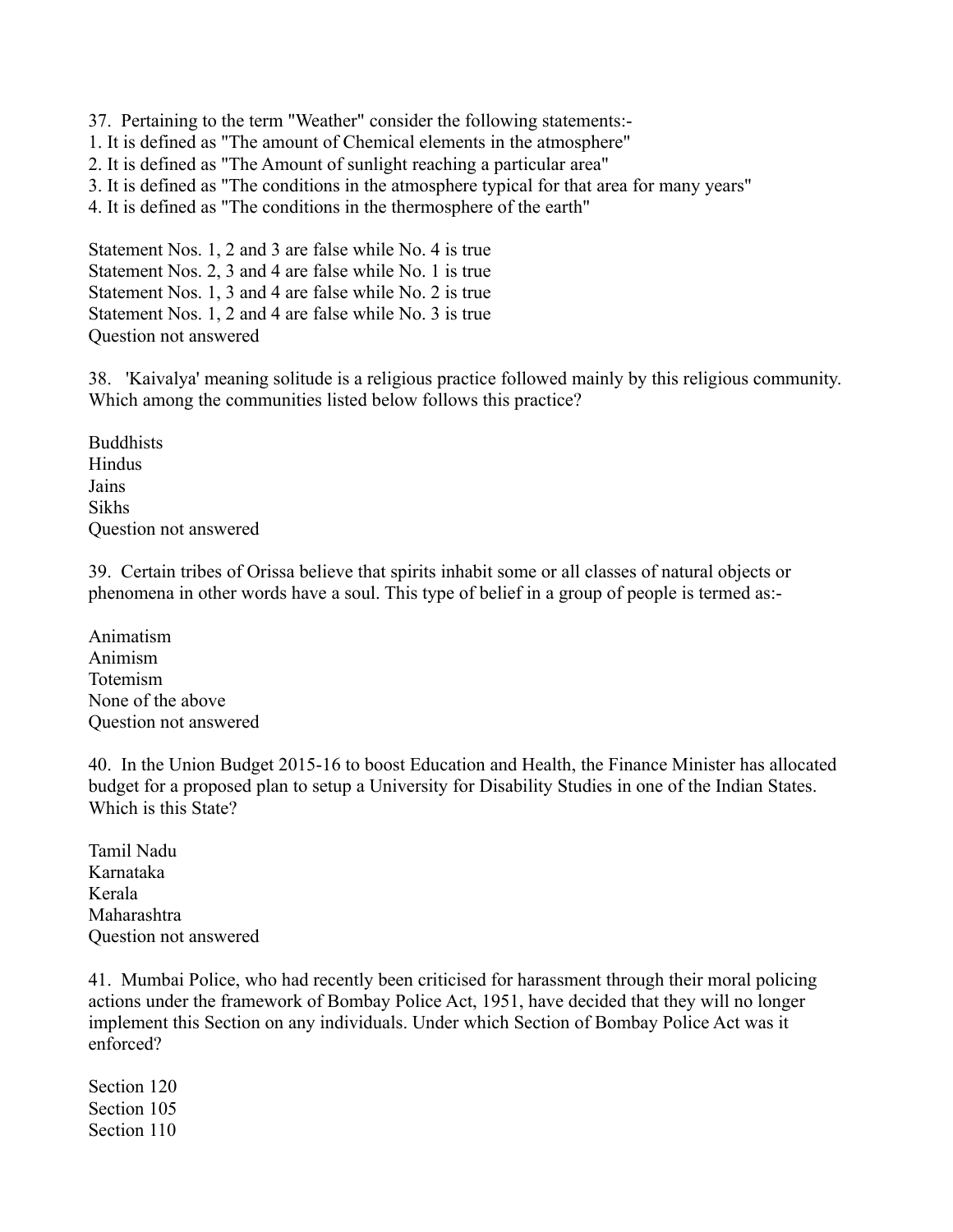37. Pertaining to the term "Weather" consider the following statements:-
1. It is defined as "The amount of Chemical elements in the atmosphere"
2. It is defined as "The Amount of sunlight reaching a particular area"
3. It is defined as "The conditions in the atmosphere typical for that area for many years"
4. It is defined as "The conditions in the thermosphere of the earth"

Statement Nos. 1, 2 and 3 are false while No. 4 is true
Statement Nos. 2, 3 and 4 are false while No. 1 is true
Statement Nos. 1, 3 and 4 are false while No. 2 is true
Statement Nos. 1, 2 and 4 are false while No. 3 is true
Question not answered

38. 'Kaivalya' meaning solitude is a religious practice followed mainly by this religious community. Which among the communities listed below follows this practice?

Buddhists
Hindus
Jains
Sikhs
Question not answered

39. Certain tribes of Orissa believe that spirits inhabit some or all classes of natural objects or phenomena in other words have a soul. This type of belief in a group of people is termed as:-

Animatism
Animism
Totemism
None of the above
Question not answered

40. In the Union Budget 2015-16 to boost Education and Health, the Finance Minister has allocated budget for a proposed plan to setup a University for Disability Studies in one of the Indian States. Which is this State?

Tamil Nadu
Karnataka
Kerala
Maharashtra
Question not answered

41. Mumbai Police, who had recently been criticised for harassment through their moral policing actions under the framework of Bombay Police Act, 1951, have decided that they will no longer implement this Section on any individuals. Under which Section of Bombay Police Act was it enforced?

Section 120
Section 105
Section 110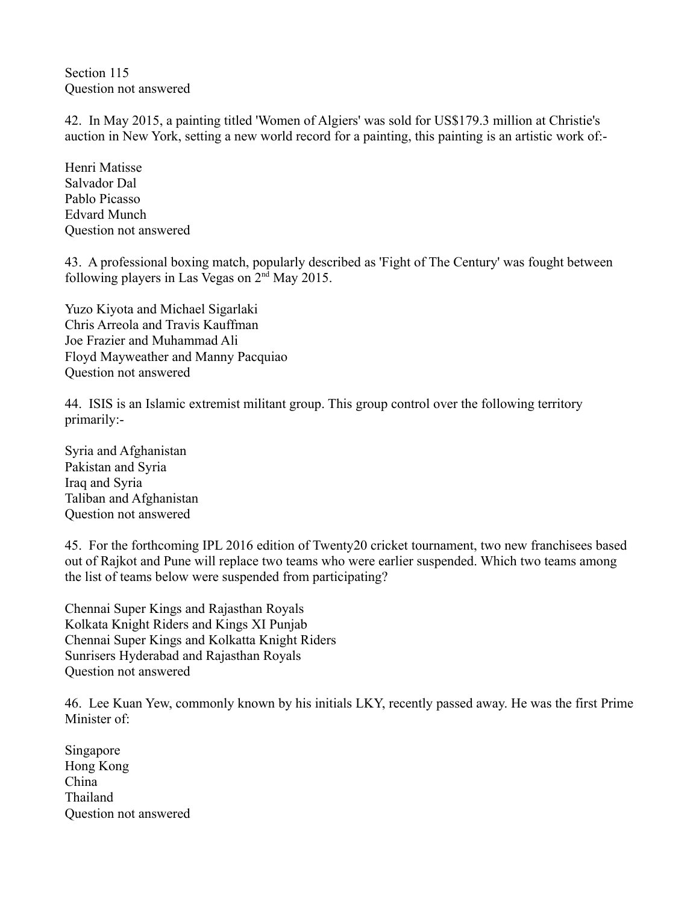Section 115
Question not answered

42. In May 2015, a painting titled 'Women of Algiers' was sold for US$179.3 million at Christie's auction in New York, setting a new world record for a painting, this painting is an artistic work of:-

Henri Matisse
Salvador Dal
Pablo Picasso
Edvard Munch
Question not answered

43. A professional boxing match, popularly described as 'Fight of The Century' was fought between following players in Las Vegas on 2nd May 2015.

Yuzo Kiyota and Michael Sigarlaki
Chris Arreola and Travis Kauffman
Joe Frazier and Muhammad Ali
Floyd Mayweather and Manny Pacquiao
Question not answered

44. ISIS is an Islamic extremist militant group. This group control over the following territory primarily:-

Syria and Afghanistan
Pakistan and Syria
Iraq and Syria
Taliban and Afghanistan
Question not answered

45. For the forthcoming IPL 2016 edition of Twenty20 cricket tournament, two new franchisees based out of Rajkot and Pune will replace two teams who were earlier suspended. Which two teams among the list of teams below were suspended from participating?

Chennai Super Kings and Rajasthan Royals
Kolkata Knight Riders and Kings XI Punjab
Chennai Super Kings and Kolkatta Knight Riders
Sunrisers Hyderabad and Rajasthan Royals
Question not answered

46. Lee Kuan Yew, commonly known by his initials LKY, recently passed away. He was the first Prime Minister of:

Singapore
Hong Kong
China
Thailand
Question not answered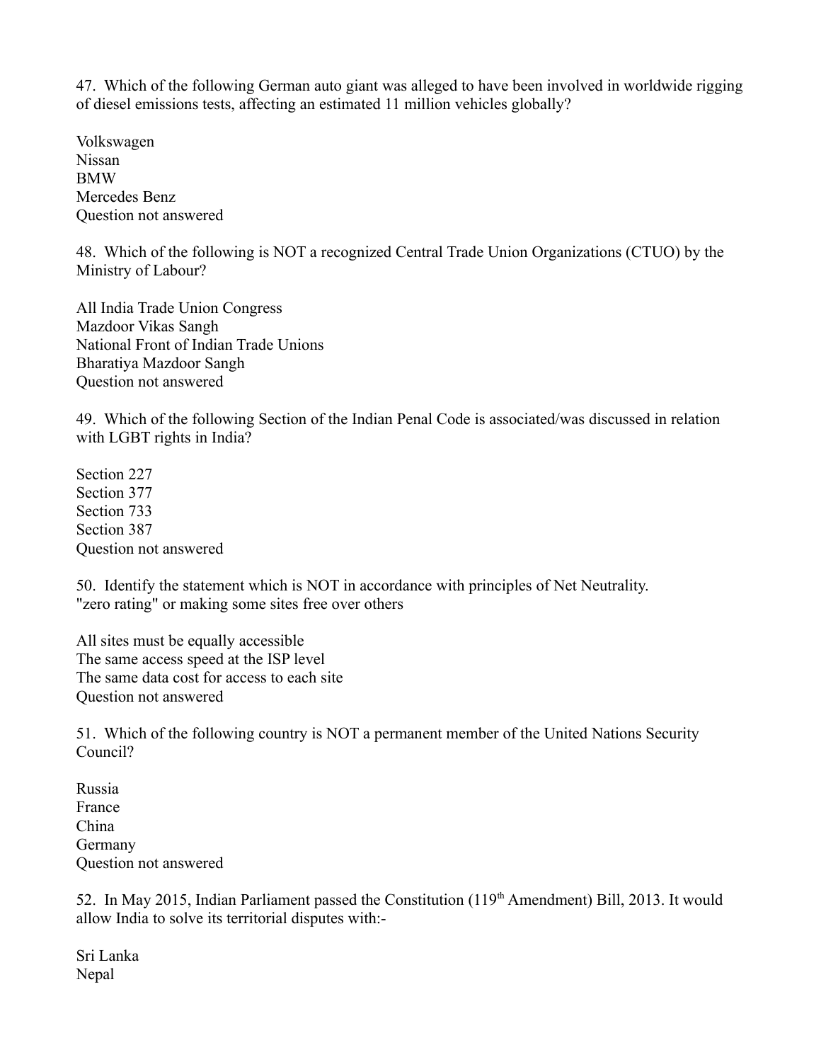47. Which of the following German auto giant was alleged to have been involved in worldwide rigging of diesel emissions tests, affecting an estimated 11 million vehicles globally?

Volkswagen
Nissan
BMW
Mercedes Benz
Question not answered

48. Which of the following is NOT a recognized Central Trade Union Organizations (CTUO) by the Ministry of Labour?

All India Trade Union Congress
Mazdoor Vikas Sangh
National Front of Indian Trade Unions
Bharatiya Mazdoor Sangh
Question not answered

49. Which of the following Section of the Indian Penal Code is associated/was discussed in relation with LGBT rights in India?

Section 227
Section 377
Section 733
Section 387
Question not answered

50. Identify the statement which is NOT in accordance with principles of Net Neutrality.
"zero rating" or making some sites free over others

All sites must be equally accessible
The same access speed at the ISP level
The same data cost for access to each site
Question not answered

51. Which of the following country is NOT a permanent member of the United Nations Security Council?

Russia
France
China
Germany
Question not answered

52. In May 2015, Indian Parliament passed the Constitution (119th Amendment) Bill, 2013. It would allow India to solve its territorial disputes with:-

Sri Lanka
Nepal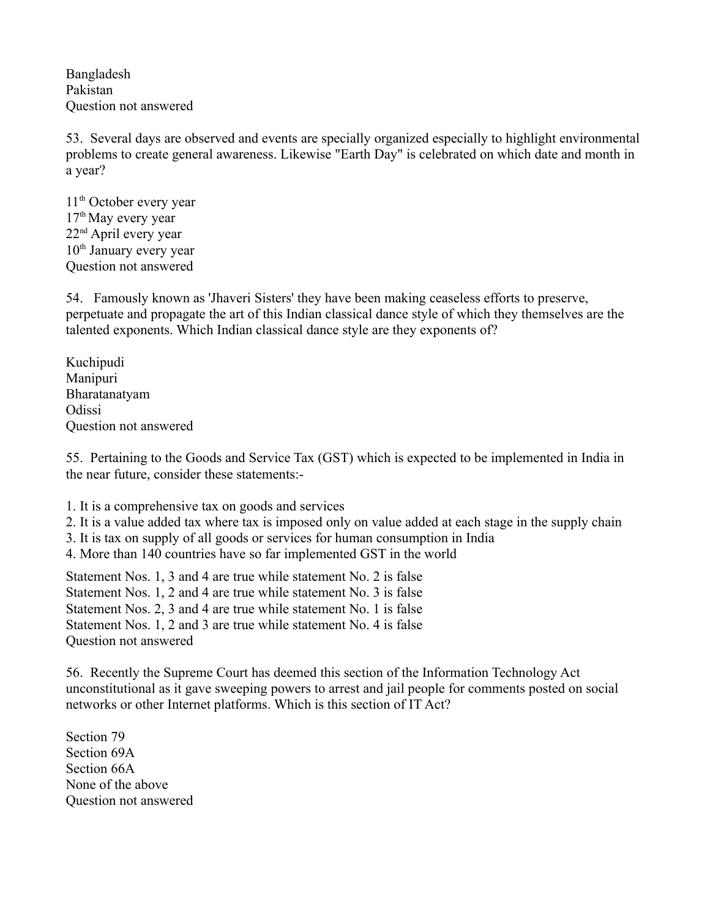Bangladesh
Pakistan
Question not answered

53. Several days are observed and events are specially organized especially to highlight environmental problems to create general awareness. Likewise "Earth Day" is celebrated on which date and month in a year?

11th October every year
17th May every year
22nd April every year
10th January every year
Question not answered

54. Famously known as 'Jhaveri Sisters' they have been making ceaseless efforts to preserve, perpetuate and propagate the art of this Indian classical dance style of which they themselves are the talented exponents. Which Indian classical dance style are they exponents of?

Kuchipudi
Manipuri
Bharatanatyam
Odissi
Question not answered

55. Pertaining to the Goods and Service Tax (GST) which is expected to be implemented in India in the near future, consider these statements:-

1. It is a comprehensive tax on goods and services
2. It is a value added tax where tax is imposed only on value added at each stage in the supply chain
3. It is tax on supply of all goods or services for human consumption in India
4. More than 140 countries have so far implemented GST in the world

Statement Nos. 1, 3 and 4 are true while statement No. 2 is false
Statement Nos. 1, 2 and 4 are true while statement No. 3 is false
Statement Nos. 2, 3 and 4 are true while statement No. 1 is false
Statement Nos. 1, 2 and 3 are true while statement No. 4 is false
Question not answered

56. Recently the Supreme Court has deemed this section of the Information Technology Act unconstitutional as it gave sweeping powers to arrest and jail people for comments posted on social networks or other Internet platforms. Which is this section of IT Act?

Section 79
Section 69A
Section 66A
None of the above
Question not answered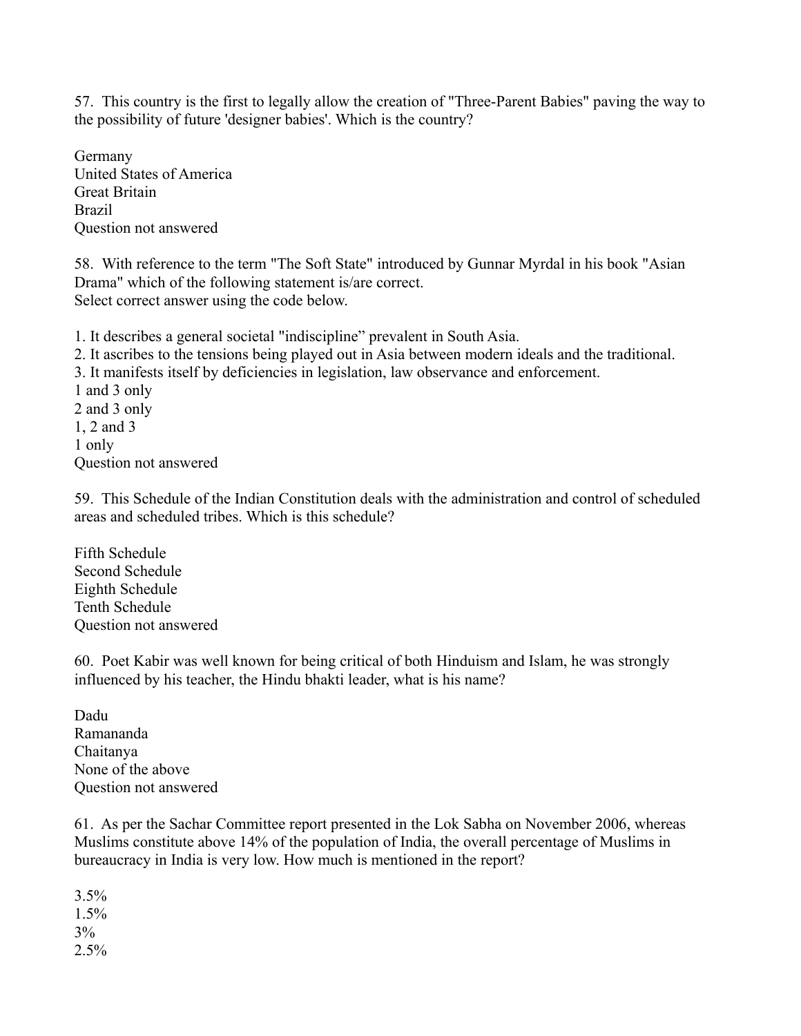57. This country is the first to legally allow the creation of "Three-Parent Babies" paving the way to the possibility of future 'designer babies'. Which is the country?

Germany
United States of America
Great Britain
Brazil
Question not answered

58. With reference to the term "The Soft State" introduced by Gunnar Myrdal in his book "Asian Drama" which of the following statement is/are correct.
Select correct answer using the code below.

1. It describes a general societal "indiscipline" prevalent in South Asia.
2. It ascribes to the tensions being played out in Asia between modern ideals and the traditional.
3. It manifests itself by deficiencies in legislation, law observance and enforcement.

1 and 3 only
2 and 3 only
1, 2 and 3
1 only
Question not answered

59. This Schedule of the Indian Constitution deals with the administration and control of scheduled areas and scheduled tribes. Which is this schedule?

Fifth Schedule
Second Schedule
Eighth Schedule
Tenth Schedule
Question not answered

60. Poet Kabir was well known for being critical of both Hinduism and Islam, he was strongly influenced by his teacher, the Hindu bhakti leader, what is his name?

Dadu
Ramananda
Chaitanya
None of the above
Question not answered

61. As per the Sachar Committee report presented in the Lok Sabha on November 2006, whereas Muslims constitute above 14% of the population of India, the overall percentage of Muslims in bureaucracy in India is very low. How much is mentioned in the report?

3.5%
1.5%
3%
2.5%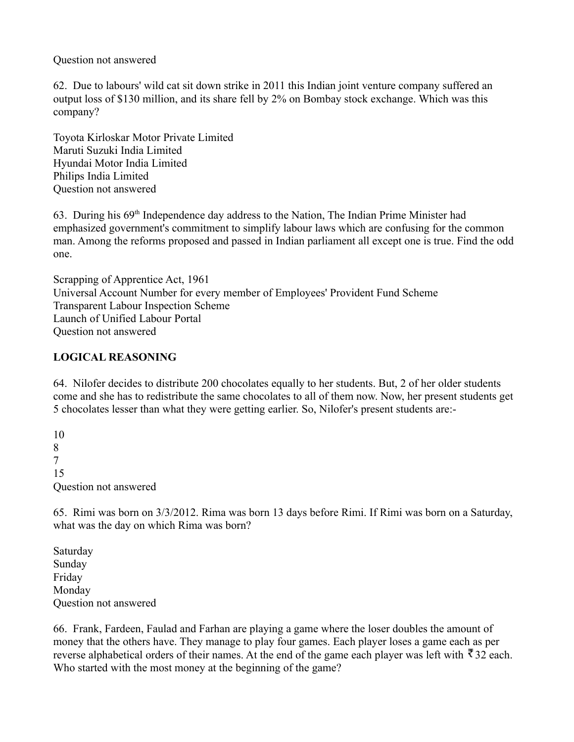Question not answered

62. Due to labours' wild cat sit down strike in 2011 this Indian joint venture company suffered an output loss of $130 million, and its share fell by 2% on Bombay stock exchange. Which was this company?

Toyota Kirloskar Motor Private Limited
Maruti Suzuki India Limited
Hyundai Motor India Limited
Philips India Limited
Question not answered

63. During his 69th Independence day address to the Nation, The Indian Prime Minister had emphasized government's commitment to simplify labour laws which are confusing for the common man. Among the reforms proposed and passed in Indian parliament all except one is true. Find the odd one.

Scrapping of Apprentice Act, 1961
Universal Account Number for every member of Employees' Provident Fund Scheme
Transparent Labour Inspection Scheme
Launch of Unified Labour Portal
Question not answered

**LOGICAL REASONING**

64. Nilofer decides to distribute 200 chocolates equally to her students. But, 2 of her older students come and she has to redistribute the same chocolates to all of them now. Now, her present students get 5 chocolates lesser than what they were getting earlier. So, Nilofer's present students are:-

10
8
7
15
Question not answered

65. Rimi was born on 3/3/2012. Rima was born 13 days before Rimi. If Rimi was born on a Saturday, what was the day on which Rima was born?

Saturday
Sunday
Friday
Monday
Question not answered

66. Frank, Fardeen, Faulad and Farhan are playing a game where the loser doubles the amount of money that the others have. They manage to play four games. Each player loses a game each as per reverse alphabetical orders of their names. At the end of the game each player was left with ₹32 each. Who started with the most money at the beginning of the game?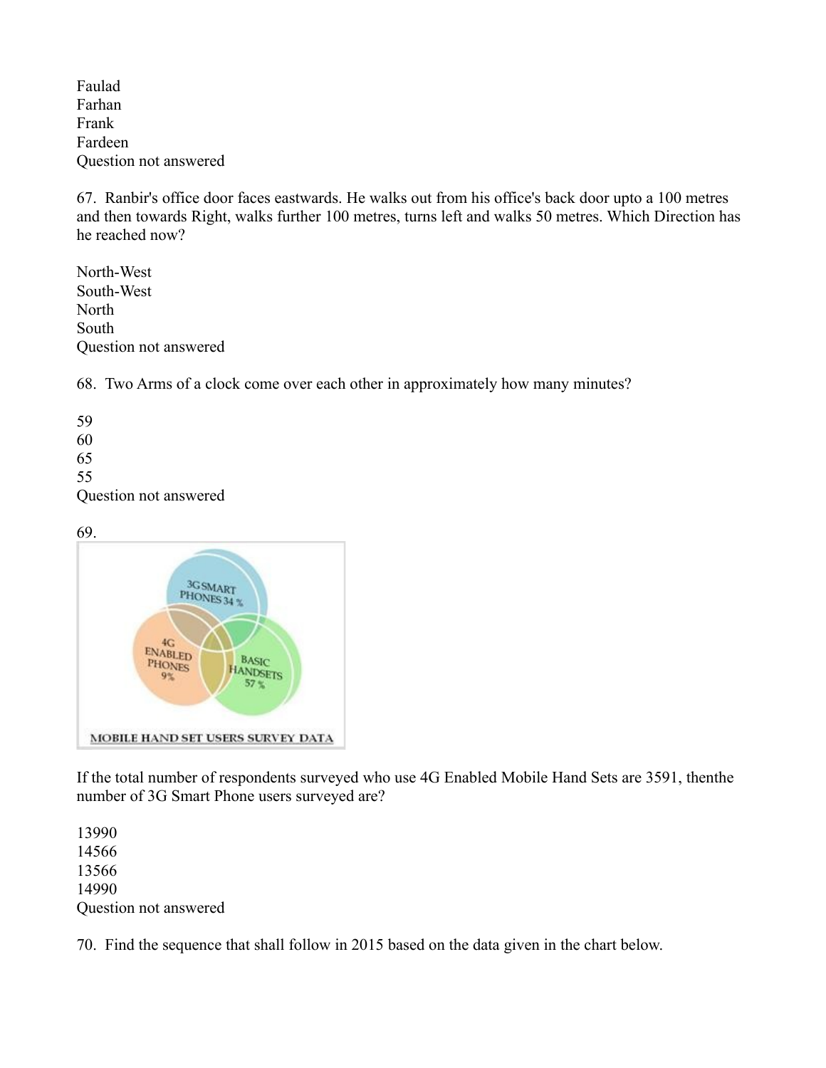Faulad
Farhan
Frank
Fardeen
Question not answered

67. Ranbir's office door faces eastwards. He walks out from his office's back door upto a 100 metres and then towards Right, walks further 100 metres, turns left and walks 50 metres. Which Direction has he reached now?

North-West
South-West
North
South
Question not answered

68. Two Arms of a clock come over each other in approximately how many minutes?

59
60
65
55
Question not answered

69.

If the total number of respondents surveyed who use 4G Enabled Mobile Hand Sets are 3591, thenthe number of 3G Smart Phone users surveyed are?

13990
14566
13566
14990
Question not answered

70. Find the sequence that shall follow in 2015 based on the data given in the chart below.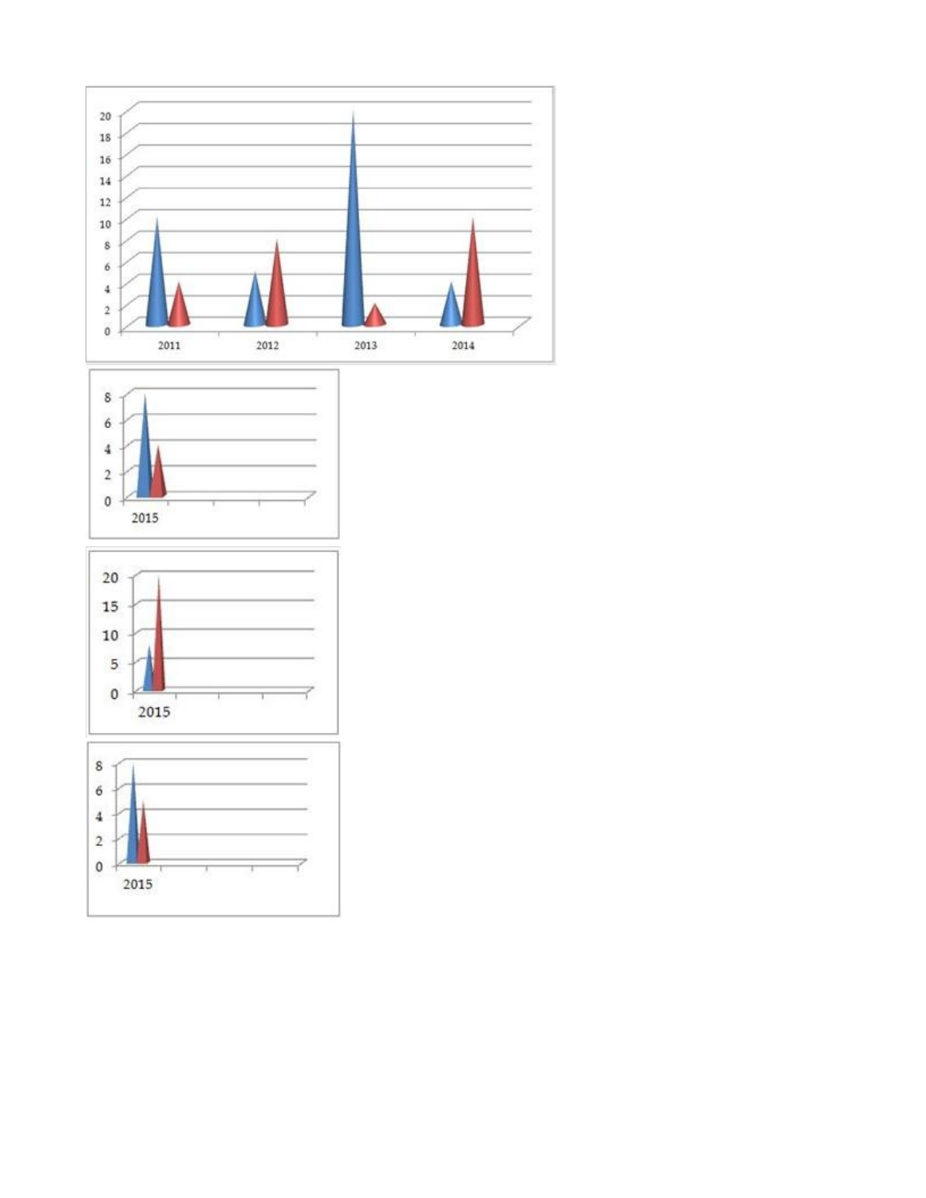20
18
16
14
12
10
8
6
4
2
0

2011 2012 2013 2014

8
6
4
2
0

2015

20
15
10
5
0

2015

8
6
4
2
0

2015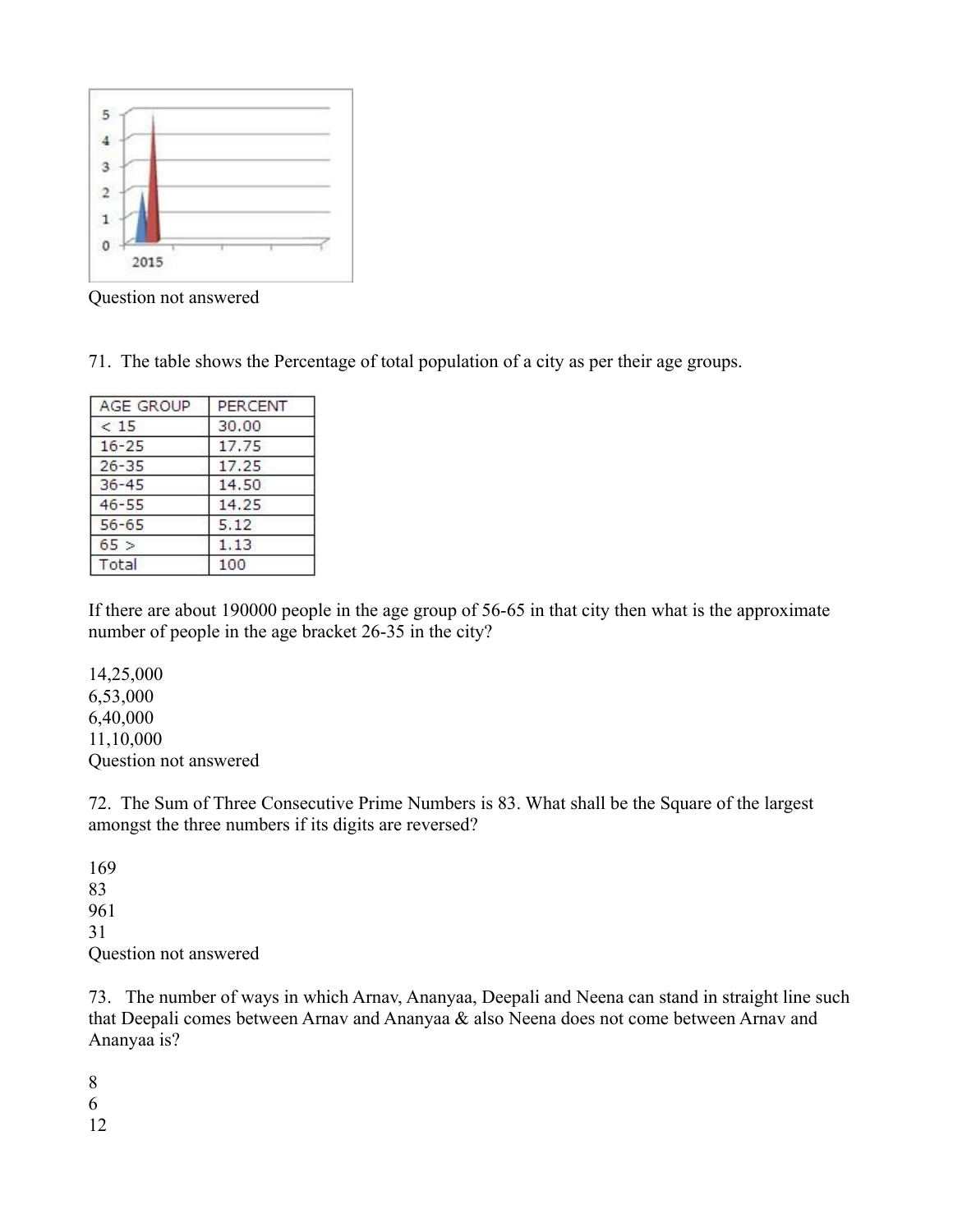Question not answered

71. The table shows the Percentage of total population of a city as per their age groups.

| AGE GROUP | PERCENT |
|---|---|
| < 15 | 30.00 |
| 16-25 | 17.75 |
| 26-35 | 17.25 |
| 36-45 | 14.50 |
| 46-55 | 14.25 |
| 56-65 | 5.12 |
| 65 > | 1.13 |
| Total | 100 |

If there are about 190000 people in the age group of 56-65 in that city then what is the approximate number of people in the age bracket 26-35 in the city?

14,25,000
6,53,000
6,40,000
11,10,000
Question not answered

72. The Sum of Three Consecutive Prime Numbers is 83. What shall be the Square of the largest amongst the three numbers if its digits are reversed?

169
83
961
31
Question not answered

73. The number of ways in which Arnav, Ananyaa, Deepali and Neena can stand in straight line such that Deepali comes between Arnav and Ananyaa & also Neena does not come between Arnav and Ananyaa is?

8
6
12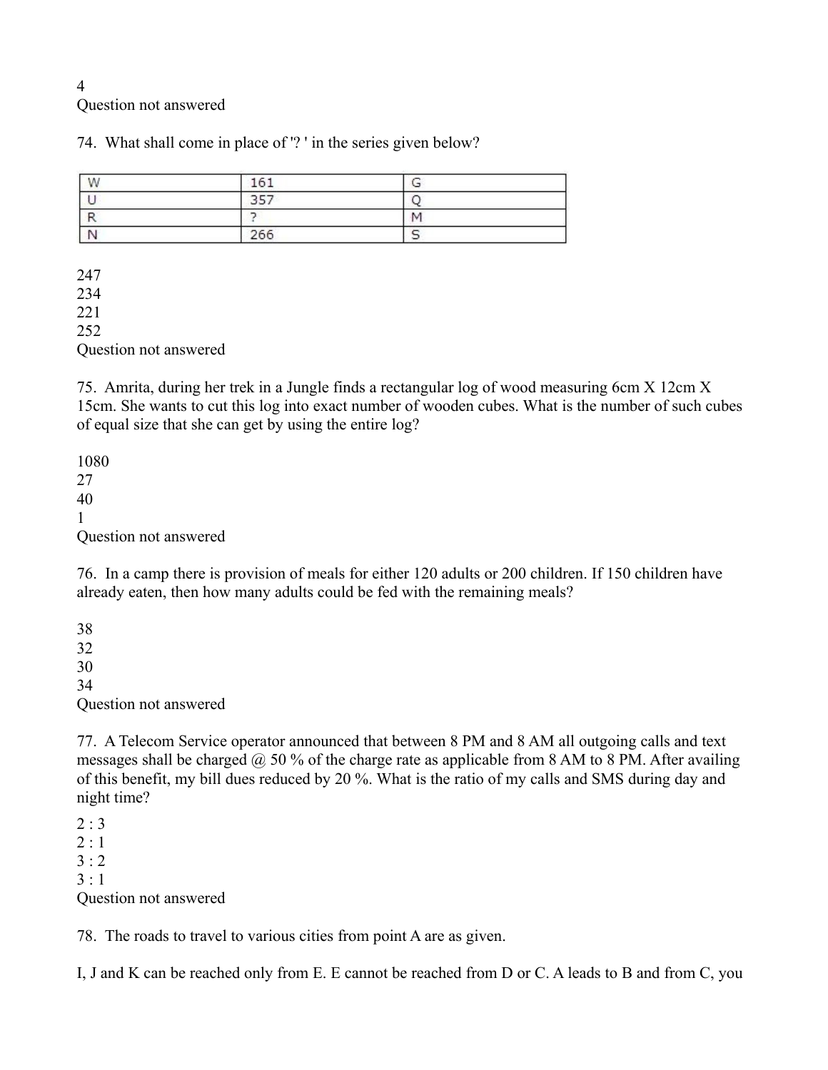4
Question not answered

74. What shall come in place of '? ' in the series given below?

| W | 161 | G |
|---|---|---|
| U | 357 | Q |
| R | ? | M |
| N | 266 | S |

247
234
221
252
Question not answered

75. Amrita, during her trek in a Jungle finds a rectangular log of wood measuring 6cm X 12cm X 15cm. She wants to cut this log into exact number of wooden cubes. What is the number of such cubes of equal size that she can get by using the entire log?

1080
27
40
1
Question not answered

76. In a camp there is provision of meals for either 120 adults or 200 children. If 150 children have already eaten, then how many adults could be fed with the remaining meals?

38
32
30
34
Question not answered

77. A Telecom Service operator announced that between 8 PM and 8 AM all outgoing calls and text messages shall be charged @ 50 % of the charge rate as applicable from 8 AM to 8 PM. After availing of this benefit, my bill dues reduced by 20 %. What is the ratio of my calls and SMS during day and night time?

2 : 3
2 : 1
3 : 2
3 : 1
Question not answered

78. The roads to travel to various cities from point A are as given.

I, J and K can be reached only from E. E cannot be reached from D or C. A leads to B and from C, you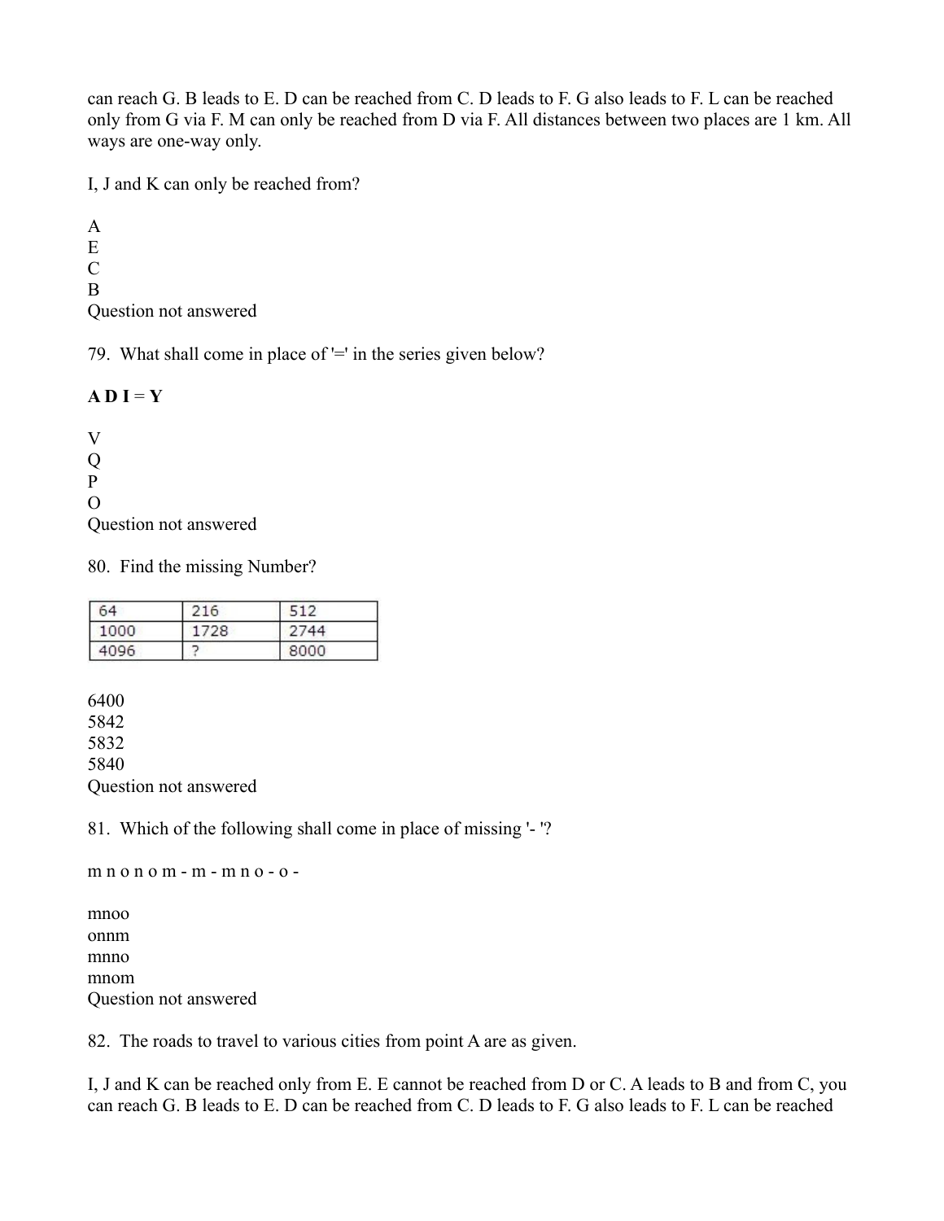can reach G. B leads to E. D can be reached from C. D leads to F. G also leads to F. L can be reached only from G via F. M can only be reached from D via F. All distances between two places are 1 km. All ways are one-way only.

I, J and K can only be reached from?

A
E
C
B
Question not answered

79. What shall come in place of '=' in the series given below?

**A D I = Y**

V
Q
P
O
Question not answered

80. Find the missing Number?

| 64 | 216 | 512 |
|---|---|---|
| 1000 | 1728 | 2744 |
| 4096 | ? | 8000 |

6400
5842
5832
5840
Question not answered

81. Which of the following shall come in place of missing '- '?

m n o n o m - m - m n o - o -

mnoo
onnm
mnno
mnom
Question not answered

82. The roads to travel to various cities from point A are as given.

I, J and K can be reached only from E. E cannot be reached from D or C. A leads to B and from C, you can reach G. B leads to E. D can be reached from C. D leads to F. G also leads to F. L can be reached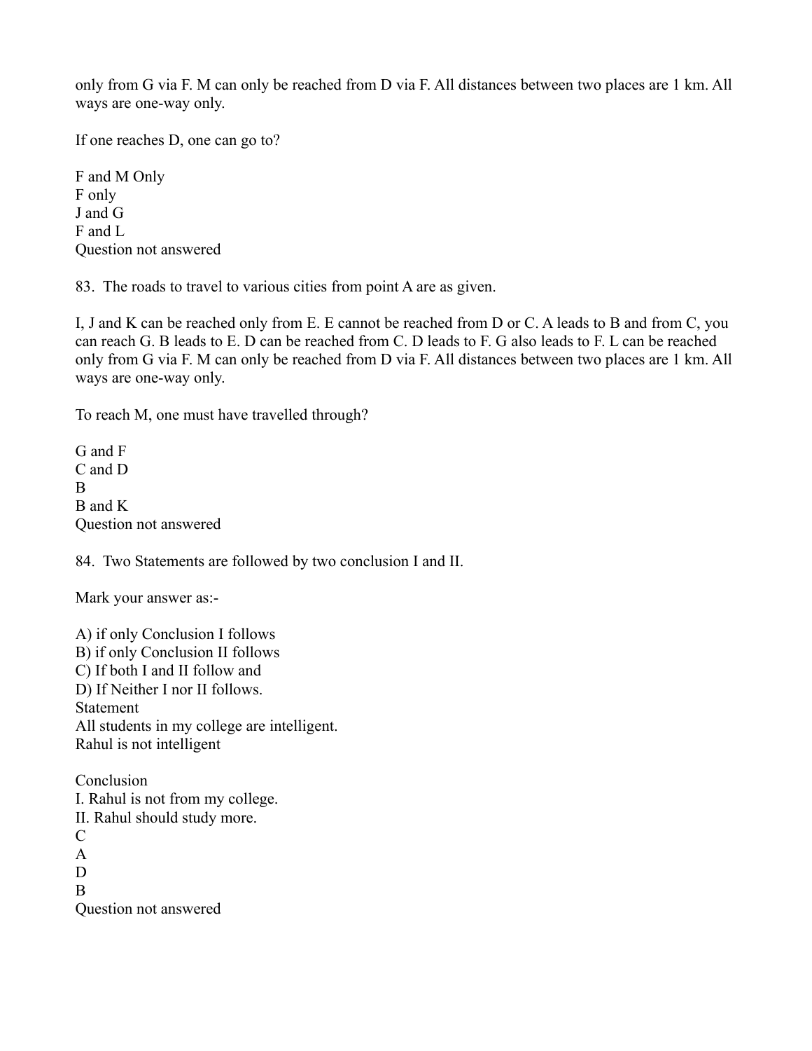only from G via F. M can only be reached from D via F. All distances between two places are 1 km. All ways are one-way only.

If one reaches D, one can go to?

F and M Only
F only
J and G
F and L
Question not answered

83. The roads to travel to various cities from point A are as given.

I, J and K can be reached only from E. E cannot be reached from D or C. A leads to B and from C, you can reach G. B leads to E. D can be reached from C. D leads to F. G also leads to F. L can be reached only from G via F. M can only be reached from D via F. All distances between two places are 1 km. All ways are one-way only.

To reach M, one must have travelled through?

G and F
C and D
B
B and K
Question not answered

84. Two Statements are followed by two conclusion I and II.

Mark your answer as:-

A) if only Conclusion I follows
B) if only Conclusion II follows
C) If both I and II follow and
D) If Neither I nor II follows.
Statement
All students in my college are intelligent.
Rahul is not intelligent

Conclusion
I. Rahul is not from my college.
II. Rahul should study more.
C
A
D
B
Question not answered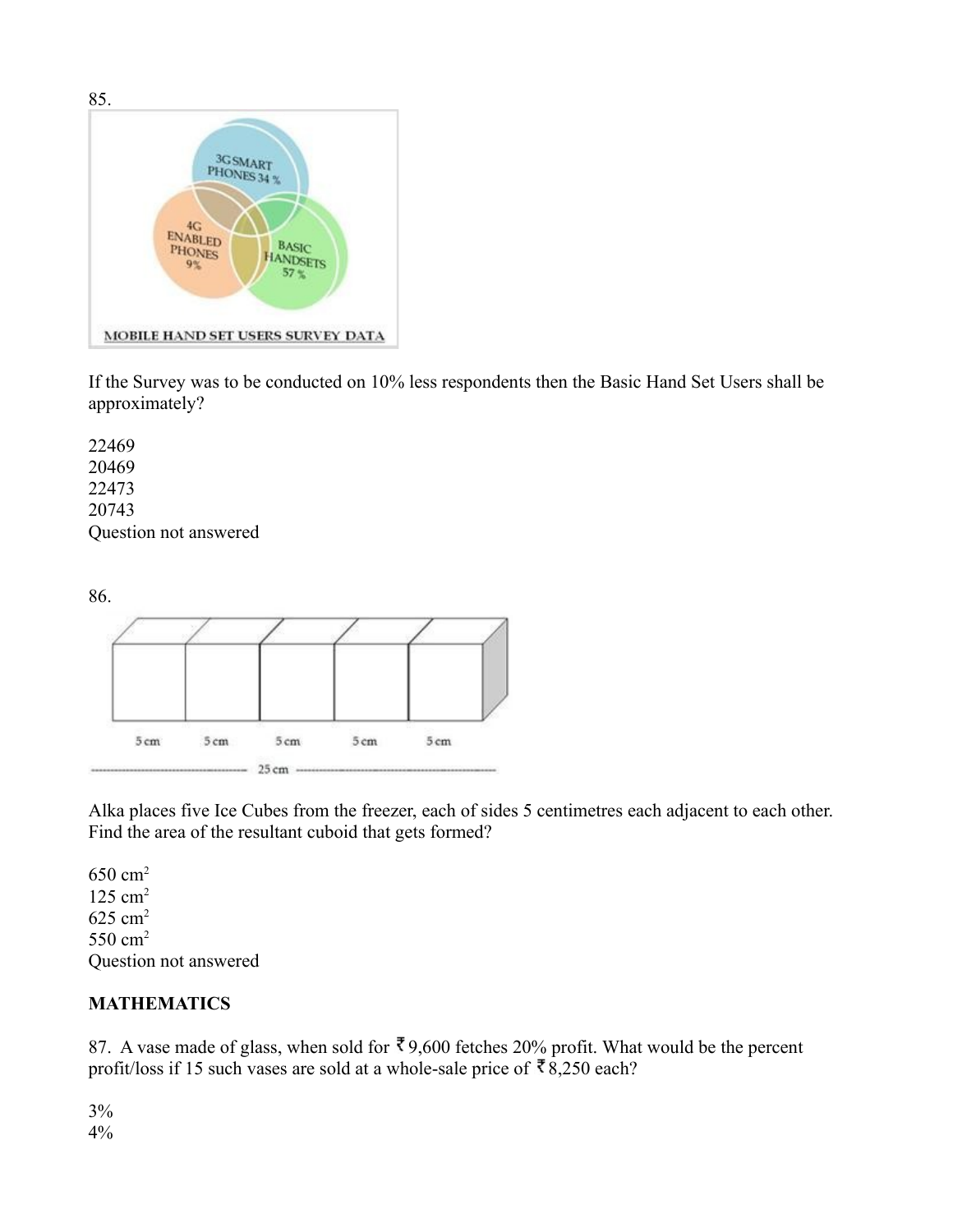85.

If the Survey was to be conducted on 10% less respondents then the Basic Hand Set Users shall be approximately?

22469
20469
22473
20743
Question not answered

86.

Alka places five Ice Cubes from the freezer, each of sides 5 centimetres each adjacent to each other. Find the area of the resultant cuboid that gets formed?

650 $cm^2$
125 $cm^2$
625 $cm^2$
550 $cm^2$
Question not answered

**MATHEMATICS**

87. A vase made of glass, when sold for ₹9,600 fetches 20% profit. What would be the percent profit/loss if 15 such vases are sold at a whole-sale price of ₹8,250 each?

3%
4%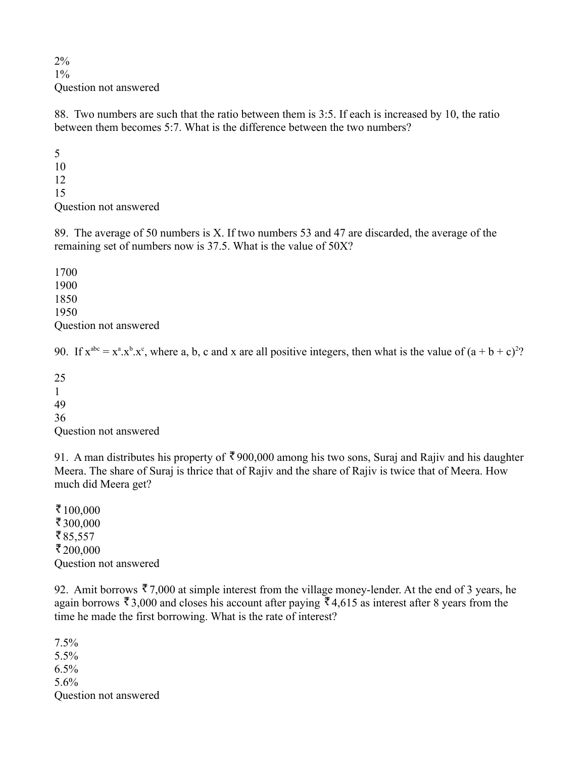2%
1%
Question not answered

88. Two numbers are such that the ratio between them is 3:5. If each is increased by 10, the ratio between them becomes 5:7. What is the difference between the two numbers?

5
10
12
15
Question not answered

89. The average of 50 numbers is X. If two numbers 53 and 47 are discarded, the average of the remaining set of numbers now is 37.5. What is the value of 50X?

1700
1900
1850
1950
Question not answered

90. If $x^{abc} = x^a.x^b.x^c$, where a, b, c and x are all positive integers, then what is the value of $(a + b + c)^{2}$?

25
1
49
36
Question not answered

91. A man distributes his property of ₹900,000 among his two sons, Suraj and Rajiv and his daughter Meera. The share of Suraj is thrice that of Rajiv and the share of Rajiv is twice that of Meera. How much did Meera get?

₹100,000
₹300,000
₹85,557
₹200,000
Question not answered

92. Amit borrows ₹7,000 at simple interest from the village money-lender. At the end of 3 years, he again borrows ₹3,000 and closes his account after paying ₹4,615 as interest after 8 years from the time he made the first borrowing. What is the rate of interest?

7.5%
5.5%
6.5%
5.6%
Question not answered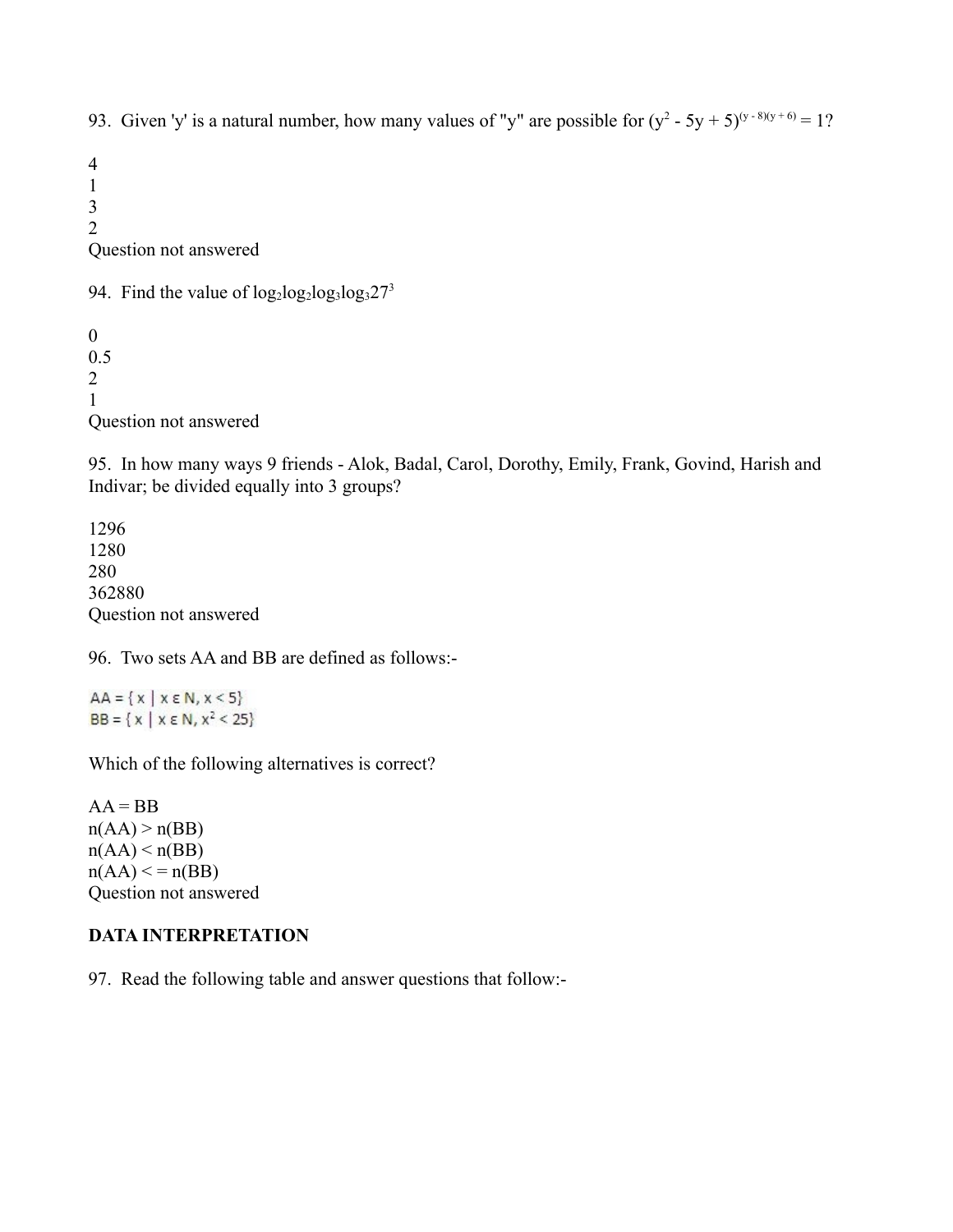93. Given 'y' is a natural number, how many values of "y" are possible for $(y^2 - 5y + 5)^{(y - 8)(y + 6)} = 1$?

4
1
3
2
Question not answered

94. Find the value of $\log_2\log_2\log_3\log_3 27^3$

0
0.5
2
1
Question not answered

95. In how many ways 9 friends - Alok, Badal, Carol, Dorothy, Emily, Frank, Govind, Harish and Indivar; be divided equally into 3 groups?

1296
1280
280
362880
Question not answered

96. Two sets AA and BB are defined as follows:-

AA = { x | x ε N, x < 5}
BB = { x | x ε N, $x^2$ < 25}

Which of the following alternatives is correct?

AA = BB
n(AA) > n(BB)
n(AA) < n(BB)
n(AA) < = n(BB)
Question not answered

**DATA INTERPRETATION**

97. Read the following table and answer questions that follow:-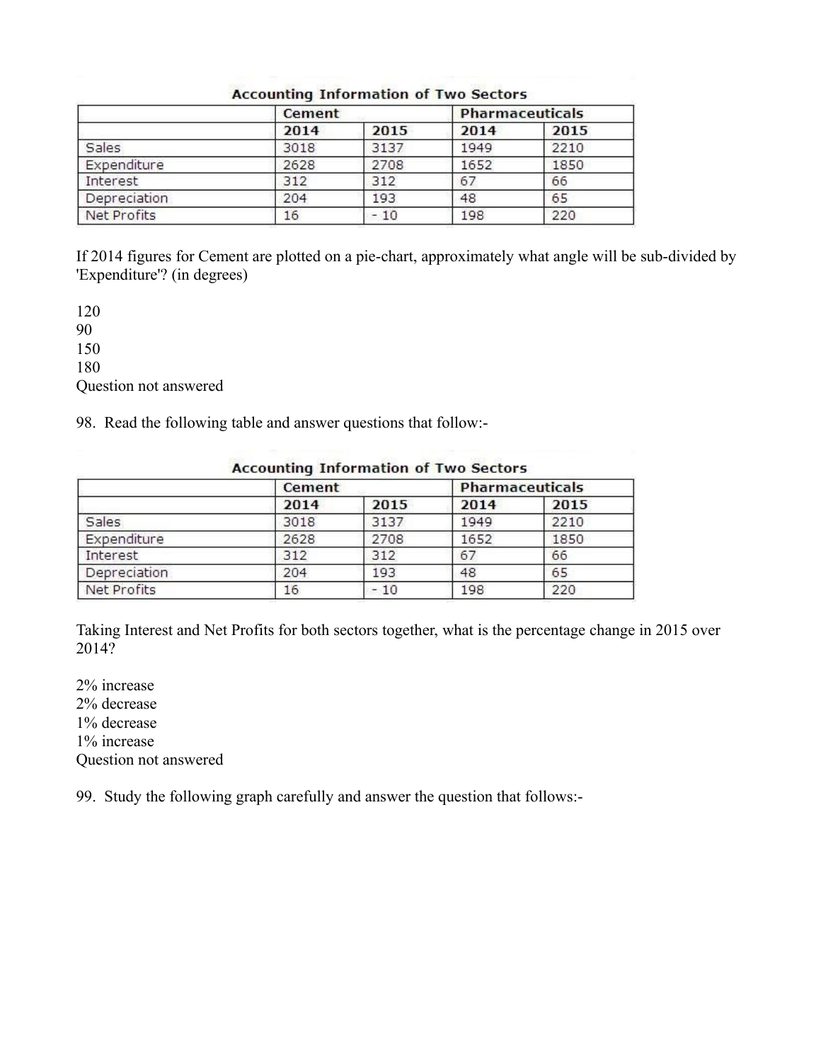**Accounting Information of Two Sectors**

| | Cement | | Pharmaceuticals | |
|---|---|---|---|---|
| | **2014** | **2015** | **2014** | **2015** |
| Sales | 3018 | 3137 | 1949 | 2210 |
| Expenditure | 2628 | 2708 | 1652 | 1850 |
| Interest | 312 | 312 | 67 | 66 |
| Depreciation | 204 | 193 | 48 | 65 |
| Net Profits | 16 | - 10 | 198 | 220 |

If 2014 figures for Cement are plotted on a pie-chart, approximately what angle will be sub-divided by 'Expenditure'? (in degrees)

120
90
150
180
Question not answered

98. Read the following table and answer questions that follow:-

**Accounting Information of Two Sectors**

| | Cement | | Pharmaceuticals | |
|---|---|---|---|---|
| | **2014** | **2015** | **2014** | **2015** |
| Sales | 3018 | 3137 | 1949 | 2210 |
| Expenditure | 2628 | 2708 | 1652 | 1850 |
| Interest | 312 | 312 | 67 | 66 |
| Depreciation | 204 | 193 | 48 | 65 |
| Net Profits | 16 | - 10 | 198 | 220 |

Taking Interest and Net Profits for both sectors together, what is the percentage change in 2015 over 2014?

2% increase
2% decrease
1% decrease
1% increase
Question not answered

99. Study the following graph carefully and answer the question that follows:-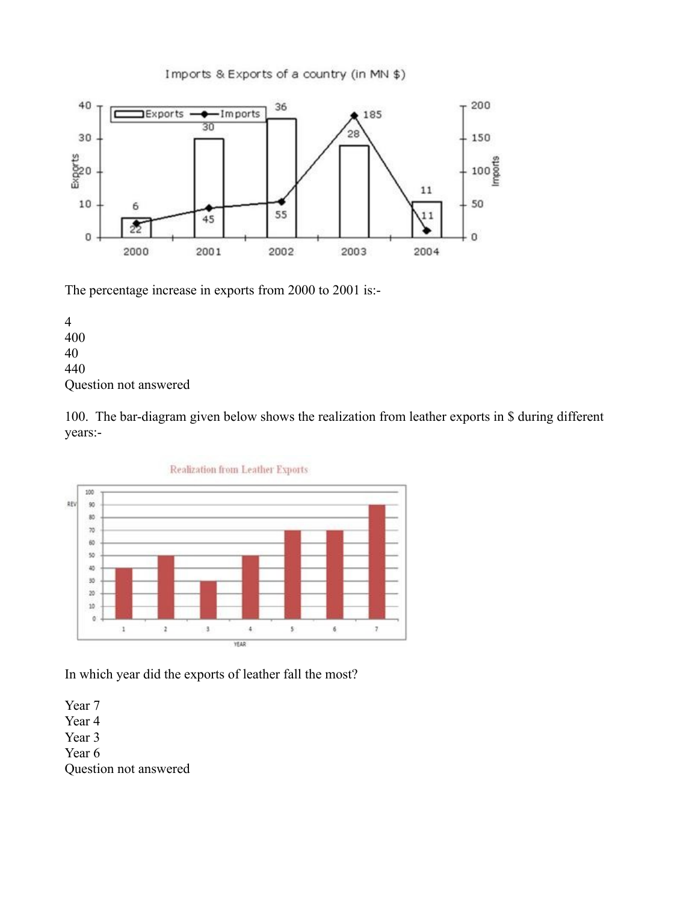The percentage increase in exports from 2000 to 2001 is:-

4
400
40
440
Question not answered

100. The bar-diagram given below shows the realization from leather exports in $ during different years:-

In which year did the exports of leather fall the most?

Year 7
Year 4
Year 3
Year 6
Question not answered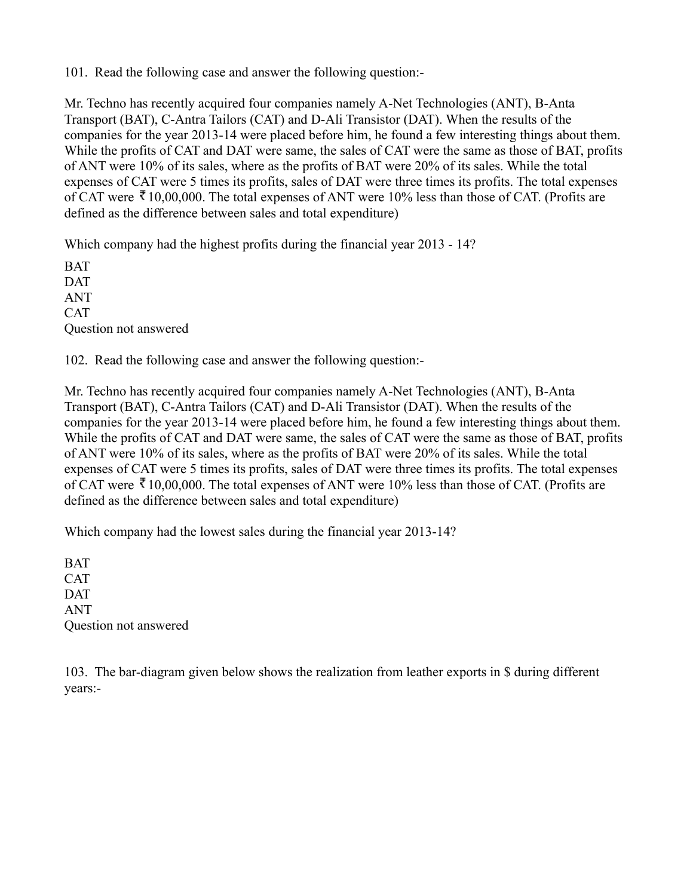101. Read the following case and answer the following question:-

Mr. Techno has recently acquired four companies namely A-Net Technologies (ANT), B-Anta Transport (BAT), C-Antra Tailors (CAT) and D-Ali Transistor (DAT). When the results of the companies for the year 2013-14 were placed before him, he found a few interesting things about them. While the profits of CAT and DAT were same, the sales of CAT were the same as those of BAT, profits of ANT were 10% of its sales, where as the profits of BAT were 20% of its sales. While the total expenses of CAT were 5 times its profits, sales of DAT were three times its profits. The total expenses of CAT were ₹10,00,000. The total expenses of ANT were 10% less than those of CAT. (Profits are defined as the difference between sales and total expenditure)

Which company had the highest profits during the financial year 2013 - 14?

BAT
DAT
ANT
CAT
Question not answered

102. Read the following case and answer the following question:-

Mr. Techno has recently acquired four companies namely A-Net Technologies (ANT), B-Anta Transport (BAT), C-Antra Tailors (CAT) and D-Ali Transistor (DAT). When the results of the companies for the year 2013-14 were placed before him, he found a few interesting things about them. While the profits of CAT and DAT were same, the sales of CAT were the same as those of BAT, profits of ANT were 10% of its sales, where as the profits of BAT were 20% of its sales. While the total expenses of CAT were 5 times its profits, sales of DAT were three times its profits. The total expenses of CAT were ₹10,00,000. The total expenses of ANT were 10% less than those of CAT. (Profits are defined as the difference between sales and total expenditure)

Which company had the lowest sales during the financial year 2013-14?

BAT
CAT
DAT
ANT
Question not answered

103. The bar-diagram given below shows the realization from leather exports in $ during different years:-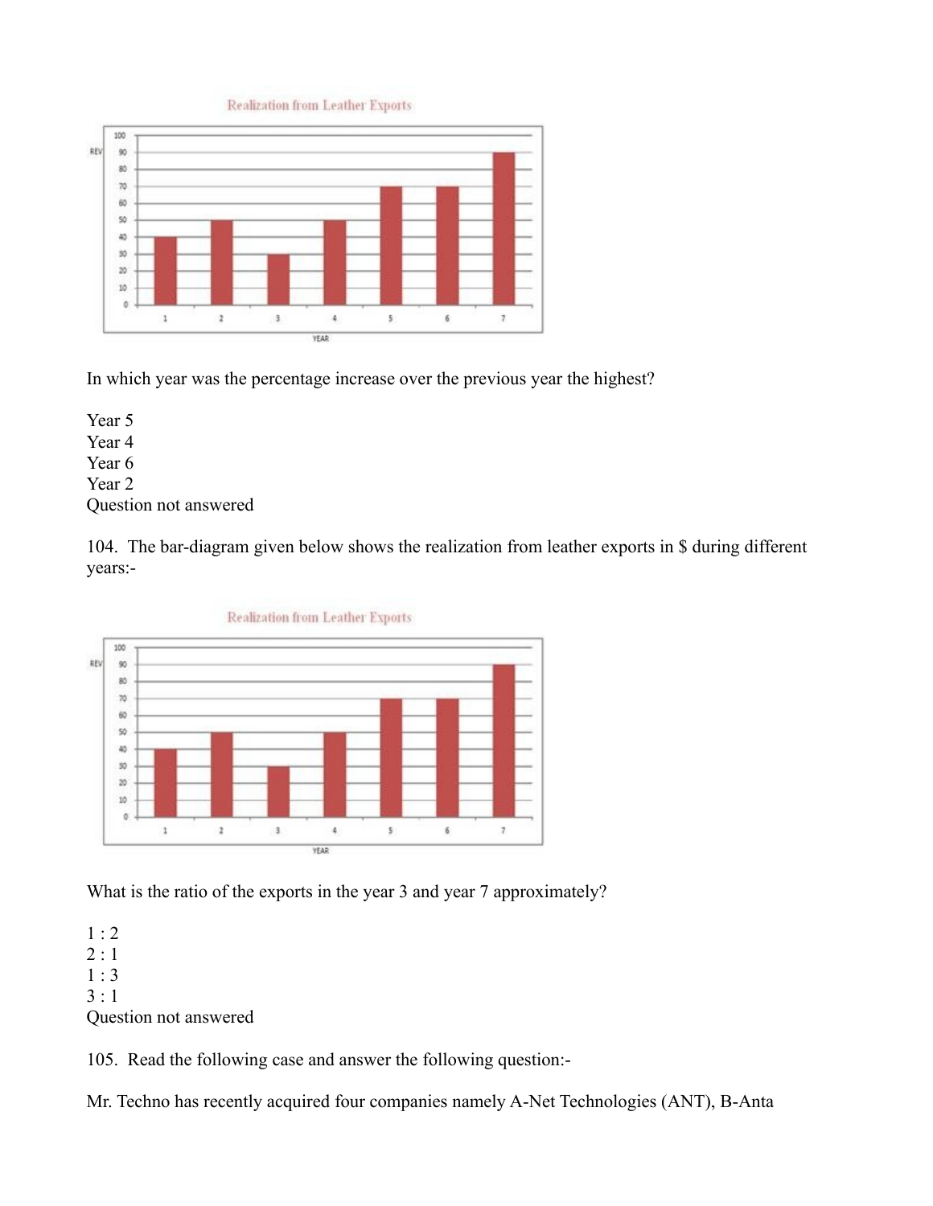In which year was the percentage increase over the previous year the highest?

Year 5
Year 4
Year 6
Year 2
Question not answered

104. The bar-diagram given below shows the realization from leather exports in $ during different years:-

What is the ratio of the exports in the year 3 and year 7 approximately?

1 : 2
2 : 1
1 : 3
3 : 1
Question not answered

105. Read the following case and answer the following question:-

Mr. Techno has recently acquired four companies namely A-Net Technologies (ANT), B-Anta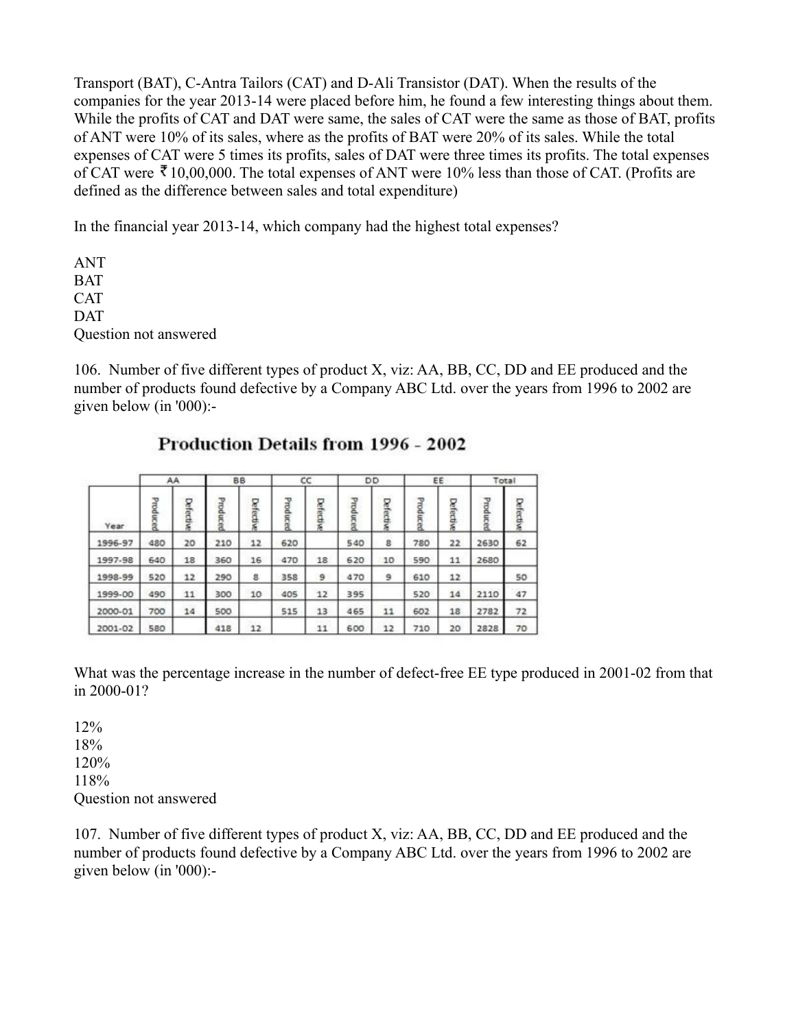Transport (BAT), C-Antra Tailors (CAT) and D-Ali Transistor (DAT). When the results of the companies for the year 2013-14 were placed before him, he found a few interesting things about them. While the profits of CAT and DAT were same, the sales of CAT were the same as those of BAT, profits of ANT were 10% of its sales, where as the profits of BAT were 20% of its sales. While the total expenses of CAT were 5 times its profits, sales of DAT were three times its profits. The total expenses of CAT were ₹10,00,000. The total expenses of ANT were 10% less than those of CAT. (Profits are defined as the difference between sales and total expenditure)

In the financial year 2013-14, which company had the highest total expenses?

ANT
BAT
CAT
DAT
Question not answered

106. Number of five different types of product X, viz: AA, BB, CC, DD and EE produced and the number of products found defective by a Company ABC Ltd. over the years from 1996 to 2002 are given below (in '000):-

**Production Details from 1996 - 2002**

| | AA | | BB | | CC | | DD | | EE | | Total | |
|---|---|---|---|---|---|---|---|---|---|---|---|---|
| Year | Produced | Defective | Produced | Defective | Produced | Defective | Produced | Defective | Produced | Defective | Produced | Defective |
| 1996-97 | 480 | 20 | 210 | 12 | 620 | | 540 | 8 | 780 | 22 | 2630 | 62 |
| 1997-98 | 640 | 18 | 360 | 16 | 470 | 18 | 620 | 10 | 590 | 11 | 2680 | |
| 1998-99 | 520 | 12 | 290 | 8 | 358 | 9 | 470 | 9 | 610 | 12 | | 50 |
| 1999-00 | 490 | 11 | 300 | 10 | 405 | 12 | 395 | | 520 | 14 | 2110 | 47 |
| 2000-01 | 700 | 14 | 500 | | 515 | 13 | 465 | 11 | 602 | 18 | 2782 | 72 |
| 2001-02 | 580 | | 418 | 12 | | 11 | 600 | 12 | 710 | 20 | 2828 | 70 |

What was the percentage increase in the number of defect-free EE type produced in 2001-02 from that in 2000-01?

12%
18%
120%
118%
Question not answered

107. Number of five different types of product X, viz: AA, BB, CC, DD and EE produced and the number of products found defective by a Company ABC Ltd. over the years from 1996 to 2002 are given below (in '000):-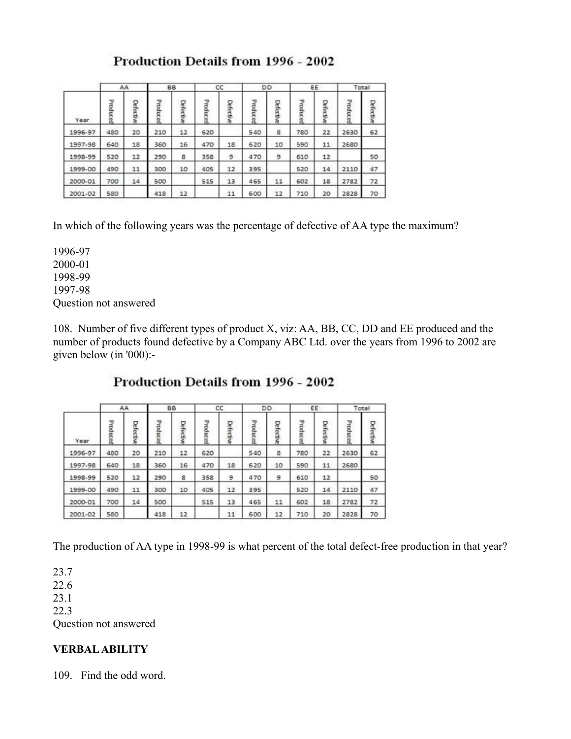## Production Details from 1996 - 2002

| Year | AA | | BB | | CC | | DD | | EE | | Total | |
|---|---|---|---|---|---|---|---|---|---|---|---|---|
| | Produced | Defective | Produced | Defective | Produced | Defective | Produced | Defective | Produced | Defective | Produced | Defective |
| 1996-97 | 480 | 20 | 210 | 12 | 620 | | 540 | 8 | 780 | 22 | 2630 | 62 |
| 1997-98 | 640 | 18 | 360 | 16 | 470 | 18 | 620 | 10 | 590 | 11 | 2680 | |
| 1998-99 | 520 | 12 | 290 | 8 | 358 | 9 | 470 | 9 | 610 | 12 | | 50 |
| 1999-00 | 490 | 11 | 300 | 10 | 405 | 12 | 395 | | 520 | 14 | 2110 | 47 |
| 2000-01 | 700 | 14 | 500 | | 515 | 13 | 465 | 11 | 602 | 18 | 2782 | 72 |
| 2001-02 | 580 | | 418 | 12 | | 11 | 600 | 12 | 710 | 20 | 2828 | 70 |

In which of the following years was the percentage of defective of AA type the maximum?

1996-97
2000-01
1998-99
1997-98
Question not answered

108. Number of five different types of product X, viz: AA, BB, CC, DD and EE produced and the number of products found defective by a Company ABC Ltd. over the years from 1996 to 2002 are given below (in '000):-

## Production Details from 1996 - 2002

| Year | AA | | BB | | CC | | DD | | EE | | Total | |
|---|---|---|---|---|---|---|---|---|---|---|---|---|
| | Produced | Defective | Produced | Defective | Produced | Defective | Produced | Defective | Produced | Defective | Produced | Defective |
| 1996-97 | 480 | 20 | 210 | 12 | 620 | | 540 | 8 | 780 | 22 | 2630 | 62 |
| 1997-98 | 640 | 18 | 360 | 16 | 470 | 18 | 620 | 10 | 590 | 11 | 2680 | |
| 1998-99 | 520 | 12 | 290 | 8 | 358 | 9 | 470 | 9 | 610 | 12 | | 50 |
| 1999-00 | 490 | 11 | 300 | 10 | 405 | 12 | 395 | | 520 | 14 | 2110 | 47 |
| 2000-01 | 700 | 14 | 500 | | 515 | 13 | 465 | 11 | 602 | 18 | 2782 | 72 |
| 2001-02 | 580 | | 418 | 12 | | 11 | 600 | 12 | 710 | 20 | 2828 | 70 |

The production of AA type in 1998-99 is what percent of the total defect-free production in that year?

23.7
22.6
23.1
22.3
Question not answered

**VERBAL ABILITY**

109. Find the odd word.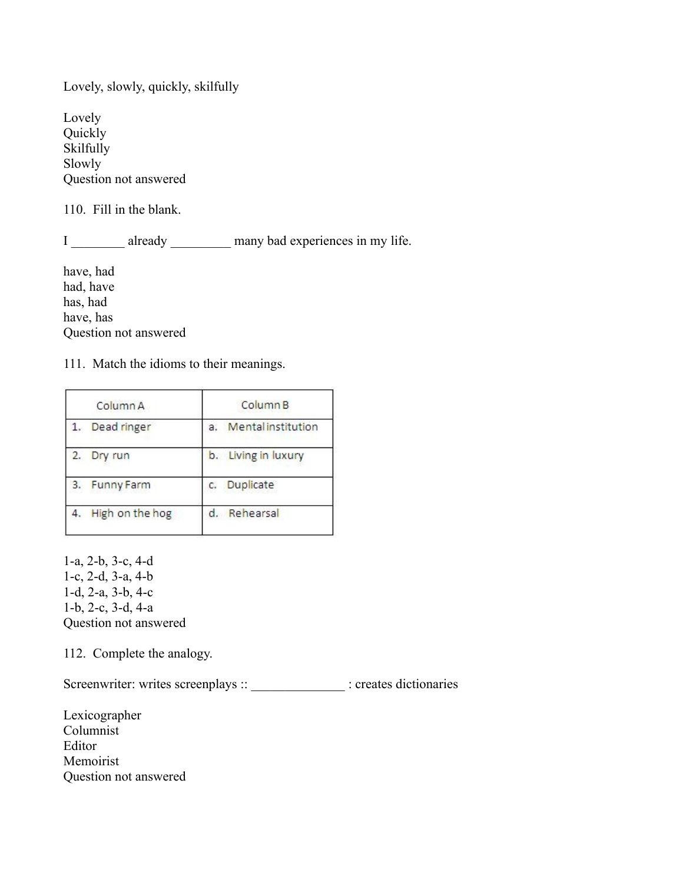Lovely, slowly, quickly, skilfully

Lovely
Quickly
Skilfully
Slowly
Question not answered

110. Fill in the blank.

I ________ already _________ many bad experiences in my life.

have, had
had, have
has, had
have, has
Question not answered

111. Match the idioms to their meanings.

| Column A | Column B |
|---|---|
| 1. Dead ringer | a. Mental institution |
| 2. Dry run | b. Living in luxury |
| 3. Funny Farm | c. Duplicate |
| 4. High on the hog | d. Rehearsal |

1-a, 2-b, 3-c, 4-d
1-c, 2-d, 3-a, 4-b
1-d, 2-a, 3-b, 4-c
1-b, 2-c, 3-d, 4-a
Question not answered

112. Complete the analogy.

Screenwriter: writes screenplays :: ______________ : creates dictionaries

Lexicographer
Columnist
Editor
Memoirist
Question not answered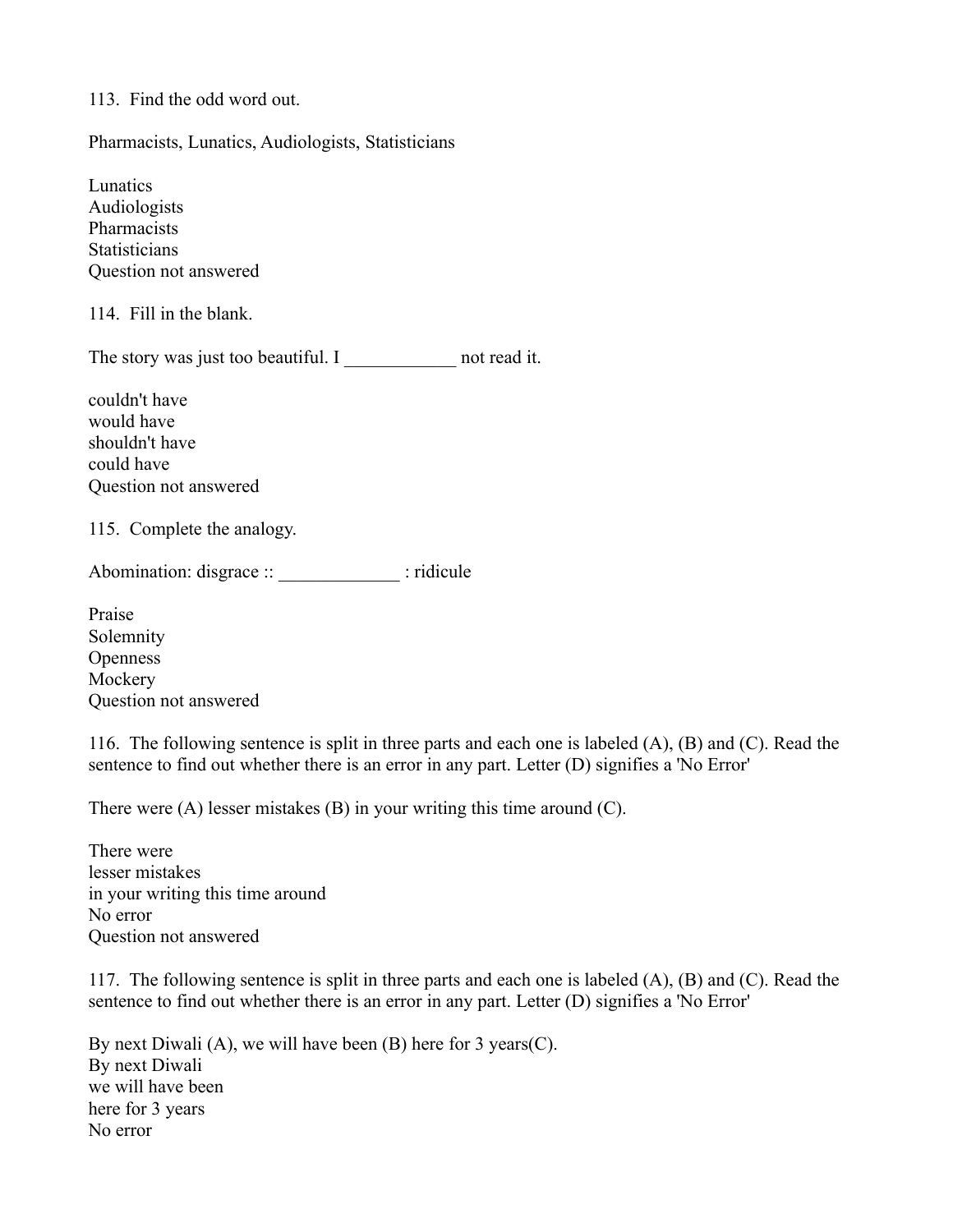113. Find the odd word out.

Pharmacists, Lunatics, Audiologists, Statisticians

Lunatics
Audiologists
Pharmacists
Statisticians
Question not answered

114. Fill in the blank.

The story was just too beautiful. I ____________ not read it.

couldn't have
would have
shouldn't have
could have
Question not answered

115. Complete the analogy.

Abomination: disgrace :: _____________ : ridicule

Praise
Solemnity
Openness
Mockery
Question not answered

116. The following sentence is split in three parts and each one is labeled (A), (B) and (C). Read the sentence to find out whether there is an error in any part. Letter (D) signifies a 'No Error'

There were (A) lesser mistakes (B) in your writing this time around (C).

There were
lesser mistakes
in your writing this time around
No error
Question not answered

117. The following sentence is split in three parts and each one is labeled (A), (B) and (C). Read the sentence to find out whether there is an error in any part. Letter (D) signifies a 'No Error'

By next Diwali (A), we will have been (B) here for 3 years(C).
By next Diwali
we will have been
here for 3 years
No error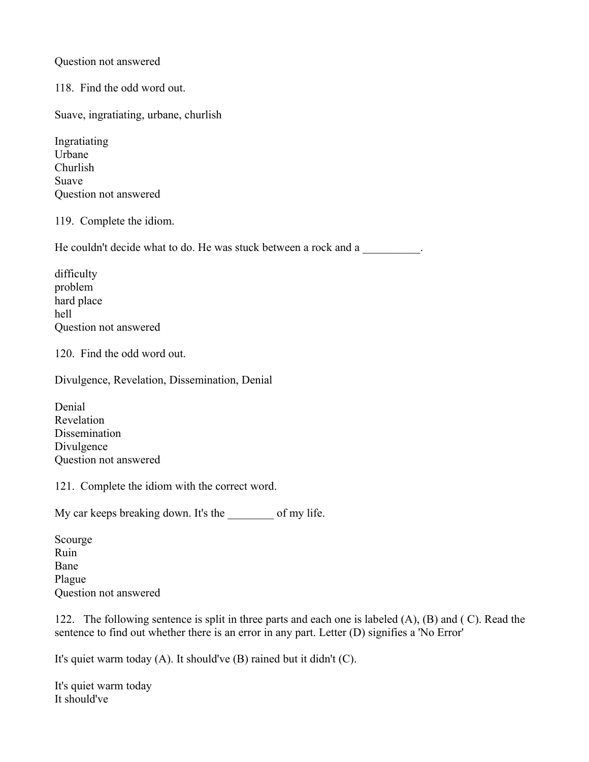Question not answered

118. Find the odd word out.

Suave, ingratiating, urbane, churlish

Ingratiating
Urbane
Churlish
Suave
Question not answered

119. Complete the idiom.

He couldn't decide what to do. He was stuck between a rock and a __________.

difficulty
problem
hard place
hell
Question not answered

120. Find the odd word out.

Divulgence, Revelation, Dissemination, Denial

Denial
Revelation
Dissemination
Divulgence
Question not answered

121. Complete the idiom with the correct word.

My car keeps breaking down. It's the ________ of my life.

Scourge
Ruin
Bane
Plague
Question not answered

122. The following sentence is split in three parts and each one is labeled (A), (B) and ( C). Read the sentence to find out whether there is an error in any part. Letter (D) signifies a 'No Error'

It's quiet warm today (A). It should've (B) rained but it didn't (C).

It's quiet warm today
It should've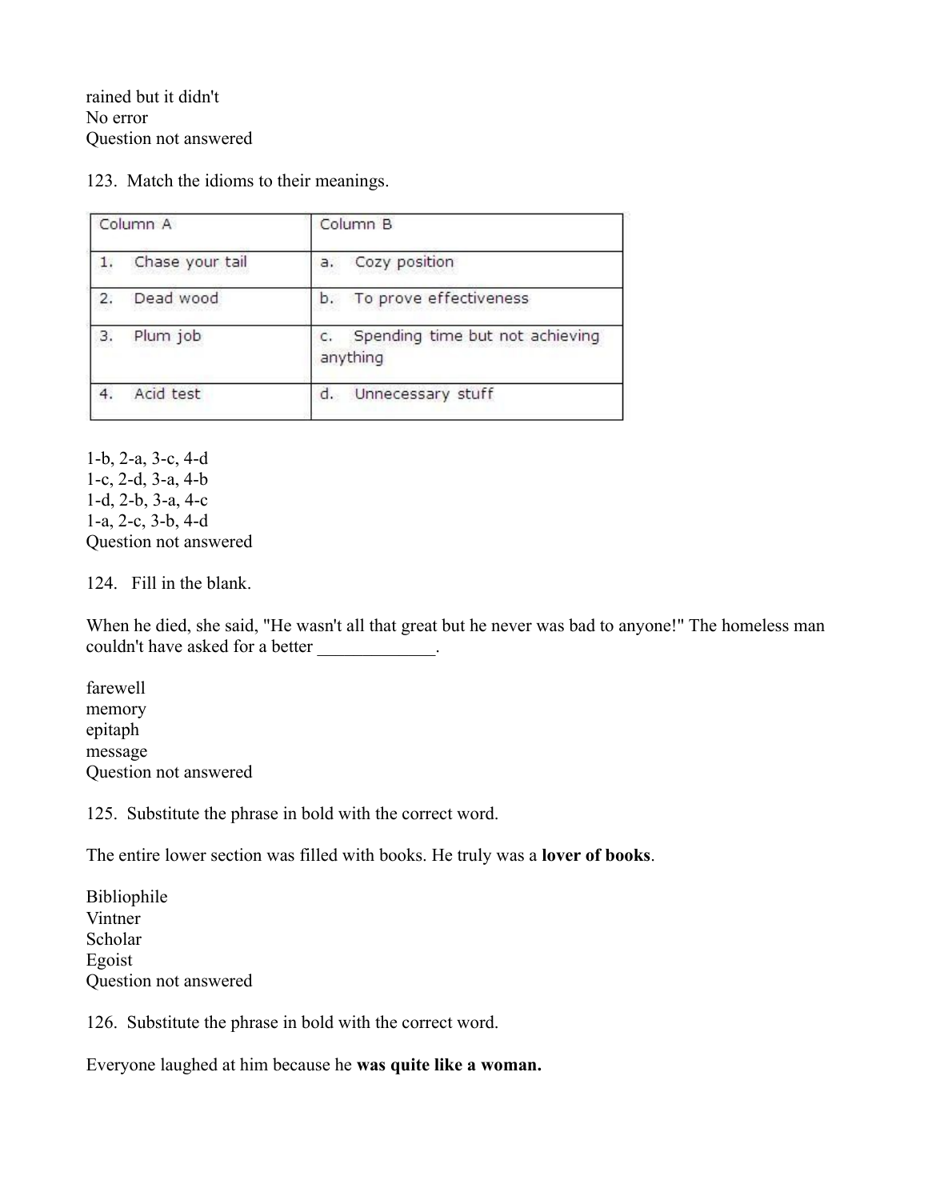rained but it didn't
No error
Question not answered

123. Match the idioms to their meanings.

| Column A | Column B |
|---|---|
| 1. Chase your tail | a. Cozy position |
| 2. Dead wood | b. To prove effectiveness |
| 3. Plum job | c. Spending time but not achieving anything |
| 4. Acid test | d. Unnecessary stuff |

1-b, 2-a, 3-c, 4-d
1-c, 2-d, 3-a, 4-b
1-d, 2-b, 3-a, 4-c
1-a, 2-c, 3-b, 4-d
Question not answered

124. Fill in the blank.

When he died, she said, "He wasn't all that great but he never was bad to anyone!" The homeless man couldn't have asked for a better _____________.

farewell
memory
epitaph
message
Question not answered

125. Substitute the phrase in bold with the correct word.

The entire lower section was filled with books. He truly was a **lover of books**.

Bibliophile
Vintner
Scholar
Egoist
Question not answered

126. Substitute the phrase in bold with the correct word.

Everyone laughed at him because he **was quite like a woman.**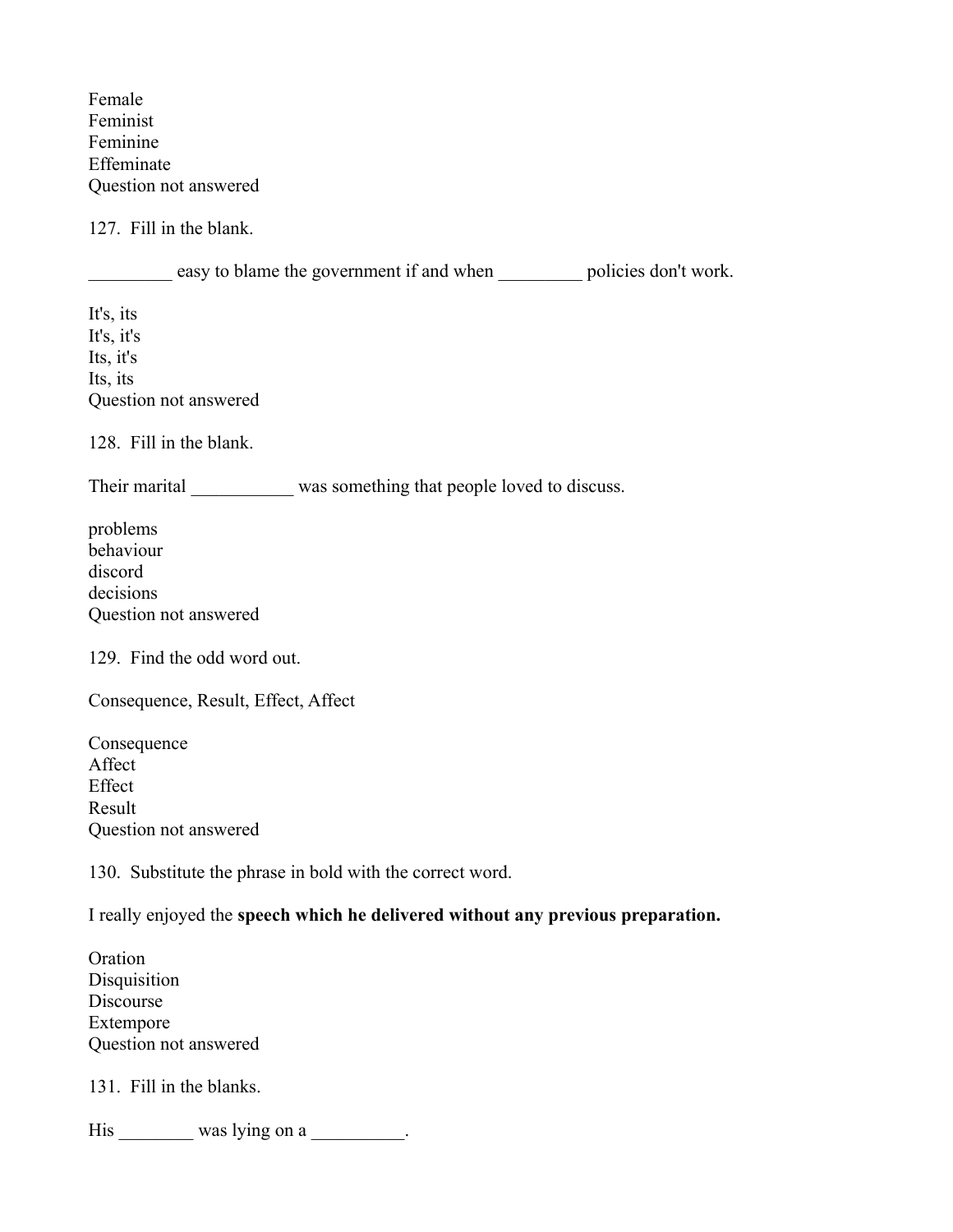Female
Feminist
Feminine
Effeminate
Question not answered

127. Fill in the blank.

_________ easy to blame the government if and when _________ policies don't work.

It's, its
It's, it's
Its, it's
Its, its
Question not answered

128. Fill in the blank.

Their marital ___________ was something that people loved to discuss.

problems
behaviour
discord
decisions
Question not answered

129. Find the odd word out.

Consequence, Result, Effect, Affect

Consequence
Affect
Effect
Result
Question not answered

130. Substitute the phrase in bold with the correct word.

I really enjoyed the **speech which he delivered without any previous preparation.**

Oration
Disquisition
Discourse
Extempore
Question not answered

131. Fill in the blanks.

His ________ was lying on a __________.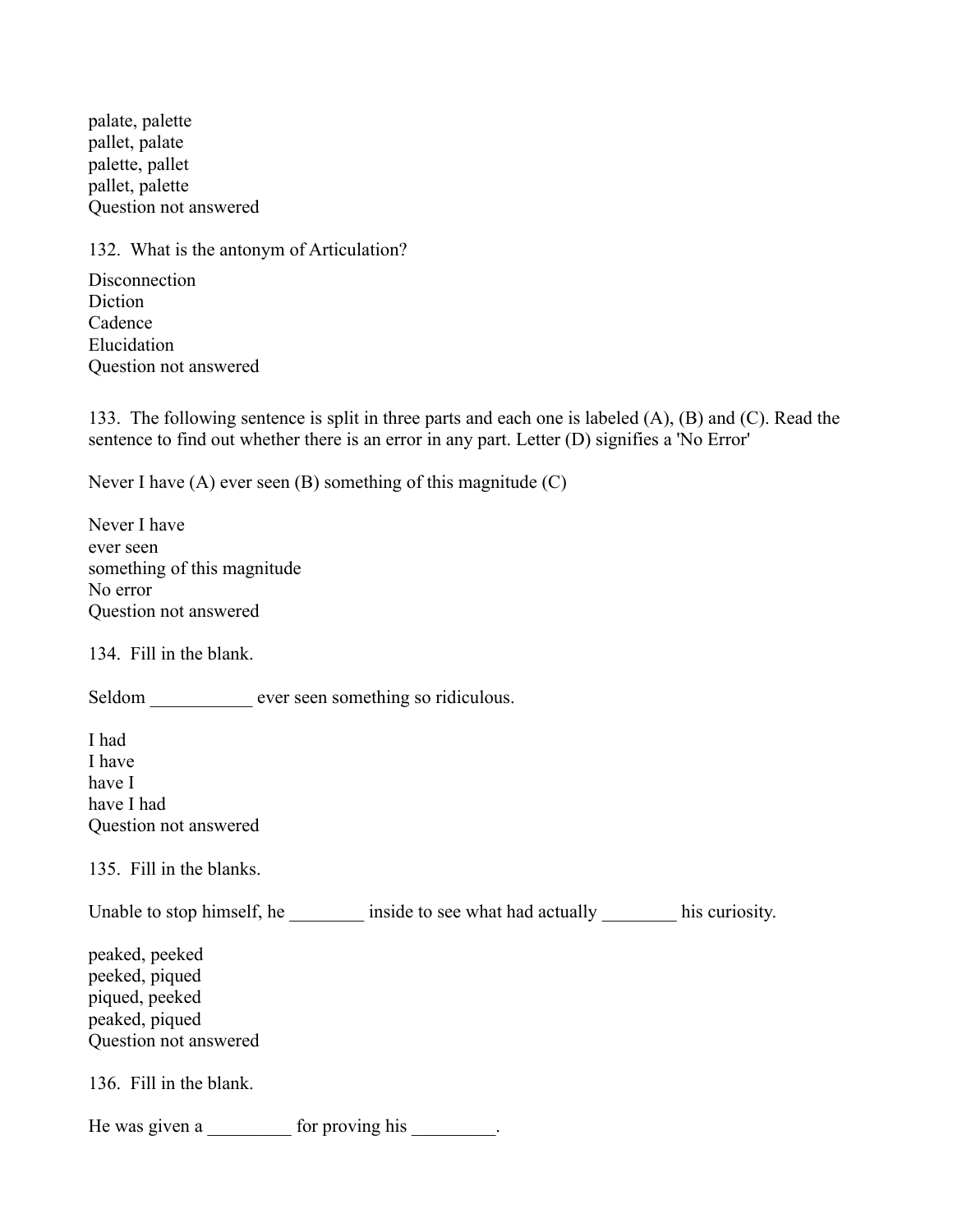palate, palette
pallet, palate
palette, pallet
pallet, palette
Question not answered

132. What is the antonym of Articulation?

Disconnection
Diction
Cadence
Elucidation
Question not answered

133. The following sentence is split in three parts and each one is labeled (A), (B) and (C). Read the sentence to find out whether there is an error in any part. Letter (D) signifies a 'No Error'

Never I have (A) ever seen (B) something of this magnitude (C)

Never I have
ever seen
something of this magnitude
No error
Question not answered

134. Fill in the blank.

Seldom ___________ ever seen something so ridiculous.

I had
I have
have I
have I had
Question not answered

135. Fill in the blanks.

Unable to stop himself, he ________ inside to see what had actually ________ his curiosity.

peaked, peeked
peeked, piqued
piqued, peeked
peaked, piqued
Question not answered

136. Fill in the blank.

He was given a _________ for proving his _________.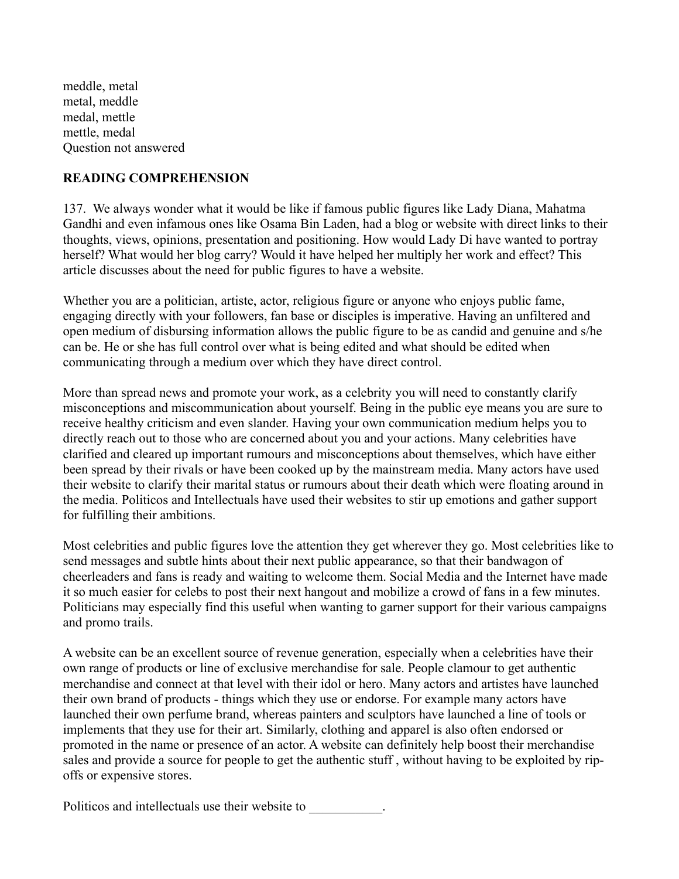meddle, metal
metal, meddle
medal, mettle
mettle, medal
Question not answered

**READING COMPREHENSION**

137. We always wonder what it would be like if famous public figures like Lady Diana, Mahatma Gandhi and even infamous ones like Osama Bin Laden, had a blog or website with direct links to their thoughts, views, opinions, presentation and positioning. How would Lady Di have wanted to portray herself? What would her blog carry? Would it have helped her multiply her work and effect? This article discusses about the need for public figures to have a website.

Whether you are a politician, artiste, actor, religious figure or anyone who enjoys public fame, engaging directly with your followers, fan base or disciples is imperative. Having an unfiltered and open medium of disbursing information allows the public figure to be as candid and genuine and s/he can be. He or she has full control over what is being edited and what should be edited when communicating through a medium over which they have direct control.

More than spread news and promote your work, as a celebrity you will need to constantly clarify misconceptions and miscommunication about yourself. Being in the public eye means you are sure to receive healthy criticism and even slander. Having your own communication medium helps you to directly reach out to those who are concerned about you and your actions. Many celebrities have clarified and cleared up important rumours and misconceptions about themselves, which have either been spread by their rivals or have been cooked up by the mainstream media. Many actors have used their website to clarify their marital status or rumours about their death which were floating around in the media. Politicos and Intellectuals have used their websites to stir up emotions and gather support for fulfilling their ambitions.

Most celebrities and public figures love the attention they get wherever they go. Most celebrities like to send messages and subtle hints about their next public appearance, so that their bandwagon of cheerleaders and fans is ready and waiting to welcome them. Social Media and the Internet have made it so much easier for celebs to post their next hangout and mobilize a crowd of fans in a few minutes. Politicians may especially find this useful when wanting to garner support for their various campaigns and promo trails.

A website can be an excellent source of revenue generation, especially when a celebrities have their own range of products or line of exclusive merchandise for sale. People clamour to get authentic merchandise and connect at that level with their idol or hero. Many actors and artistes have launched their own brand of products - things which they use or endorse. For example many actors have launched their own perfume brand, whereas painters and sculptors have launched a line of tools or implements that they use for their art. Similarly, clothing and apparel is also often endorsed or promoted in the name or presence of an actor. A website can definitely help boost their merchandise sales and provide a source for people to get the authentic stuff , without having to be exploited by rip-offs or expensive stores.

Politicos and intellectuals use their website to ___________.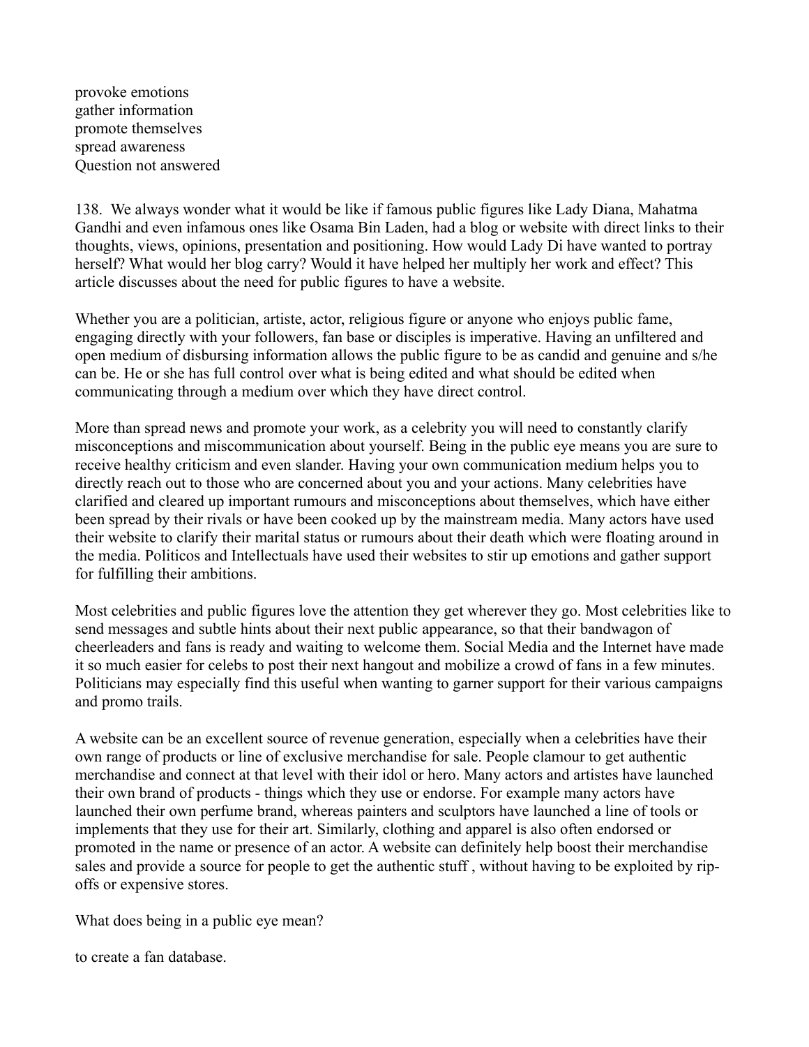provoke emotions
gather information
promote themselves
spread awareness
Question not answered

138. We always wonder what it would be like if famous public figures like Lady Diana, Mahatma Gandhi and even infamous ones like Osama Bin Laden, had a blog or website with direct links to their thoughts, views, opinions, presentation and positioning. How would Lady Di have wanted to portray herself? What would her blog carry? Would it have helped her multiply her work and effect? This article discusses about the need for public figures to have a website.

Whether you are a politician, artiste, actor, religious figure or anyone who enjoys public fame, engaging directly with your followers, fan base or disciples is imperative. Having an unfiltered and open medium of disbursing information allows the public figure to be as candid and genuine and s/he can be. He or she has full control over what is being edited and what should be edited when communicating through a medium over which they have direct control.

More than spread news and promote your work, as a celebrity you will need to constantly clarify misconceptions and miscommunication about yourself. Being in the public eye means you are sure to receive healthy criticism and even slander. Having your own communication medium helps you to directly reach out to those who are concerned about you and your actions. Many celebrities have clarified and cleared up important rumours and misconceptions about themselves, which have either been spread by their rivals or have been cooked up by the mainstream media. Many actors have used their website to clarify their marital status or rumours about their death which were floating around in the media. Politicos and Intellectuals have used their websites to stir up emotions and gather support for fulfilling their ambitions.

Most celebrities and public figures love the attention they get wherever they go. Most celebrities like to send messages and subtle hints about their next public appearance, so that their bandwagon of cheerleaders and fans is ready and waiting to welcome them. Social Media and the Internet have made it so much easier for celebs to post their next hangout and mobilize a crowd of fans in a few minutes. Politicians may especially find this useful when wanting to garner support for their various campaigns and promo trails.

A website can be an excellent source of revenue generation, especially when a celebrities have their own range of products or line of exclusive merchandise for sale. People clamour to get authentic merchandise and connect at that level with their idol or hero. Many actors and artistes have launched their own brand of products - things which they use or endorse. For example many actors have launched their own perfume brand, whereas painters and sculptors have launched a line of tools or implements that they use for their art. Similarly, clothing and apparel is also often endorsed or promoted in the name or presence of an actor. A website can definitely help boost their merchandise sales and provide a source for people to get the authentic stuff , without having to be exploited by rip-offs or expensive stores.

What does being in a public eye mean?

to create a fan database.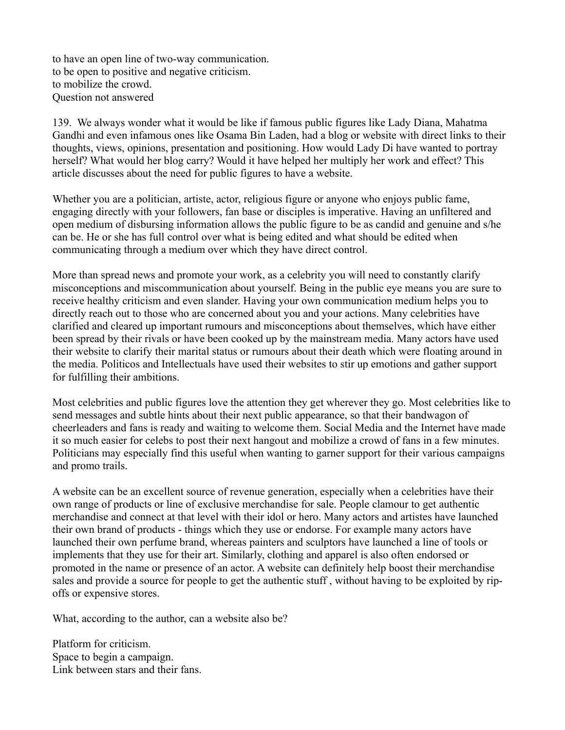to have an open line of two-way communication.
to be open to positive and negative criticism.
to mobilize the crowd.
Question not answered

139. We always wonder what it would be like if famous public figures like Lady Diana, Mahatma Gandhi and even infamous ones like Osama Bin Laden, had a blog or website with direct links to their thoughts, views, opinions, presentation and positioning. How would Lady Di have wanted to portray herself? What would her blog carry? Would it have helped her multiply her work and effect? This article discusses about the need for public figures to have a website.

Whether you are a politician, artiste, actor, religious figure or anyone who enjoys public fame, engaging directly with your followers, fan base or disciples is imperative. Having an unfiltered and open medium of disbursing information allows the public figure to be as candid and genuine and s/he can be. He or she has full control over what is being edited and what should be edited when communicating through a medium over which they have direct control.

More than spread news and promote your work, as a celebrity you will need to constantly clarify misconceptions and miscommunication about yourself. Being in the public eye means you are sure to receive healthy criticism and even slander. Having your own communication medium helps you to directly reach out to those who are concerned about you and your actions. Many celebrities have clarified and cleared up important rumours and misconceptions about themselves, which have either been spread by their rivals or have been cooked up by the mainstream media. Many actors have used their website to clarify their marital status or rumours about their death which were floating around in the media. Politicos and Intellectuals have used their websites to stir up emotions and gather support for fulfilling their ambitions.

Most celebrities and public figures love the attention they get wherever they go. Most celebrities like to send messages and subtle hints about their next public appearance, so that their bandwagon of cheerleaders and fans is ready and waiting to welcome them. Social Media and the Internet have made it so much easier for celebs to post their next hangout and mobilize a crowd of fans in a few minutes. Politicians may especially find this useful when wanting to garner support for their various campaigns and promo trails.

A website can be an excellent source of revenue generation, especially when a celebrities have their own range of products or line of exclusive merchandise for sale. People clamour to get authentic merchandise and connect at that level with their idol or hero. Many actors and artistes have launched their own brand of products - things which they use or endorse. For example many actors have launched their own perfume brand, whereas painters and sculptors have launched a line of tools or implements that they use for their art. Similarly, clothing and apparel is also often endorsed or promoted in the name or presence of an actor. A website can definitely help boost their merchandise sales and provide a source for people to get the authentic stuff , without having to be exploited by rip-offs or expensive stores.

What, according to the author, can a website also be?

Platform for criticism.
Space to begin a campaign.
Link between stars and their fans.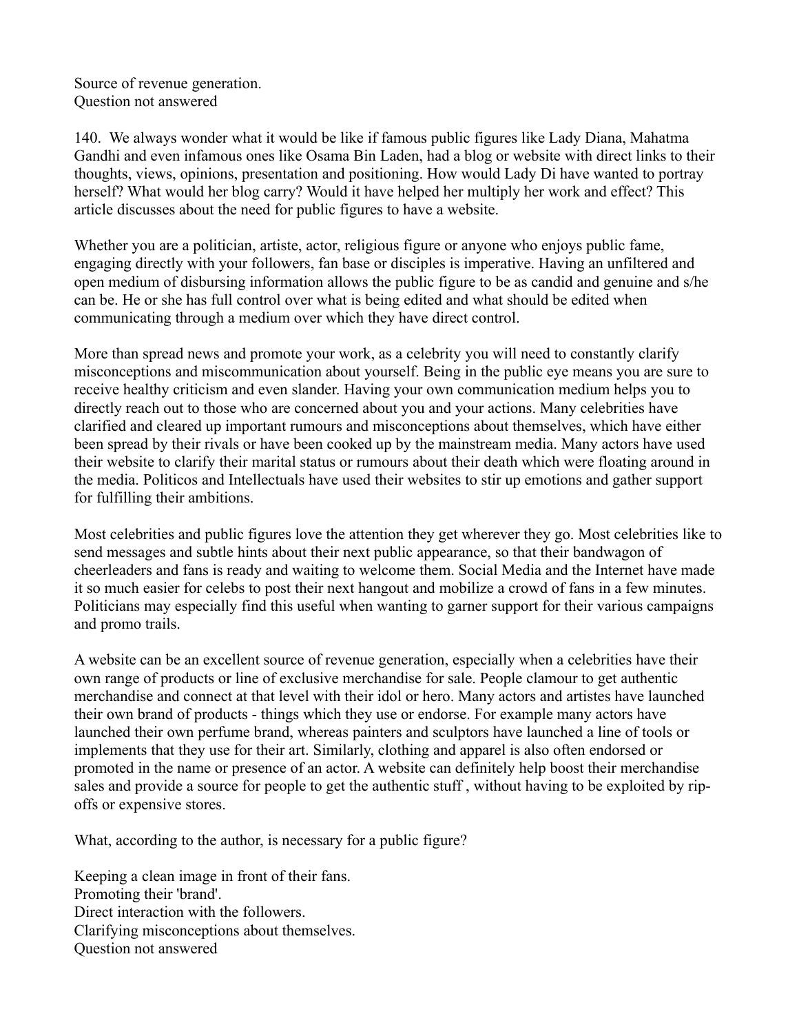Source of revenue generation.
Question not answered

140. We always wonder what it would be like if famous public figures like Lady Diana, Mahatma Gandhi and even infamous ones like Osama Bin Laden, had a blog or website with direct links to their thoughts, views, opinions, presentation and positioning. How would Lady Di have wanted to portray herself? What would her blog carry? Would it have helped her multiply her work and effect? This article discusses about the need for public figures to have a website.

Whether you are a politician, artiste, actor, religious figure or anyone who enjoys public fame, engaging directly with your followers, fan base or disciples is imperative. Having an unfiltered and open medium of disbursing information allows the public figure to be as candid and genuine and s/he can be. He or she has full control over what is being edited and what should be edited when communicating through a medium over which they have direct control.

More than spread news and promote your work, as a celebrity you will need to constantly clarify misconceptions and miscommunication about yourself. Being in the public eye means you are sure to receive healthy criticism and even slander. Having your own communication medium helps you to directly reach out to those who are concerned about you and your actions. Many celebrities have clarified and cleared up important rumours and misconceptions about themselves, which have either been spread by their rivals or have been cooked up by the mainstream media. Many actors have used their website to clarify their marital status or rumours about their death which were floating around in the media. Politicos and Intellectuals have used their websites to stir up emotions and gather support for fulfilling their ambitions.

Most celebrities and public figures love the attention they get wherever they go. Most celebrities like to send messages and subtle hints about their next public appearance, so that their bandwagon of cheerleaders and fans is ready and waiting to welcome them. Social Media and the Internet have made it so much easier for celebs to post their next hangout and mobilize a crowd of fans in a few minutes. Politicians may especially find this useful when wanting to garner support for their various campaigns and promo trails.

A website can be an excellent source of revenue generation, especially when a celebrities have their own range of products or line of exclusive merchandise for sale. People clamour to get authentic merchandise and connect at that level with their idol or hero. Many actors and artistes have launched their own brand of products - things which they use or endorse. For example many actors have launched their own perfume brand, whereas painters and sculptors have launched a line of tools or implements that they use for their art. Similarly, clothing and apparel is also often endorsed or promoted in the name or presence of an actor. A website can definitely help boost their merchandise sales and provide a source for people to get the authentic stuff , without having to be exploited by rip-offs or expensive stores.

What, according to the author, is necessary for a public figure?

Keeping a clean image in front of their fans.
Promoting their 'brand'.
Direct interaction with the followers.
Clarifying misconceptions about themselves.
Question not answered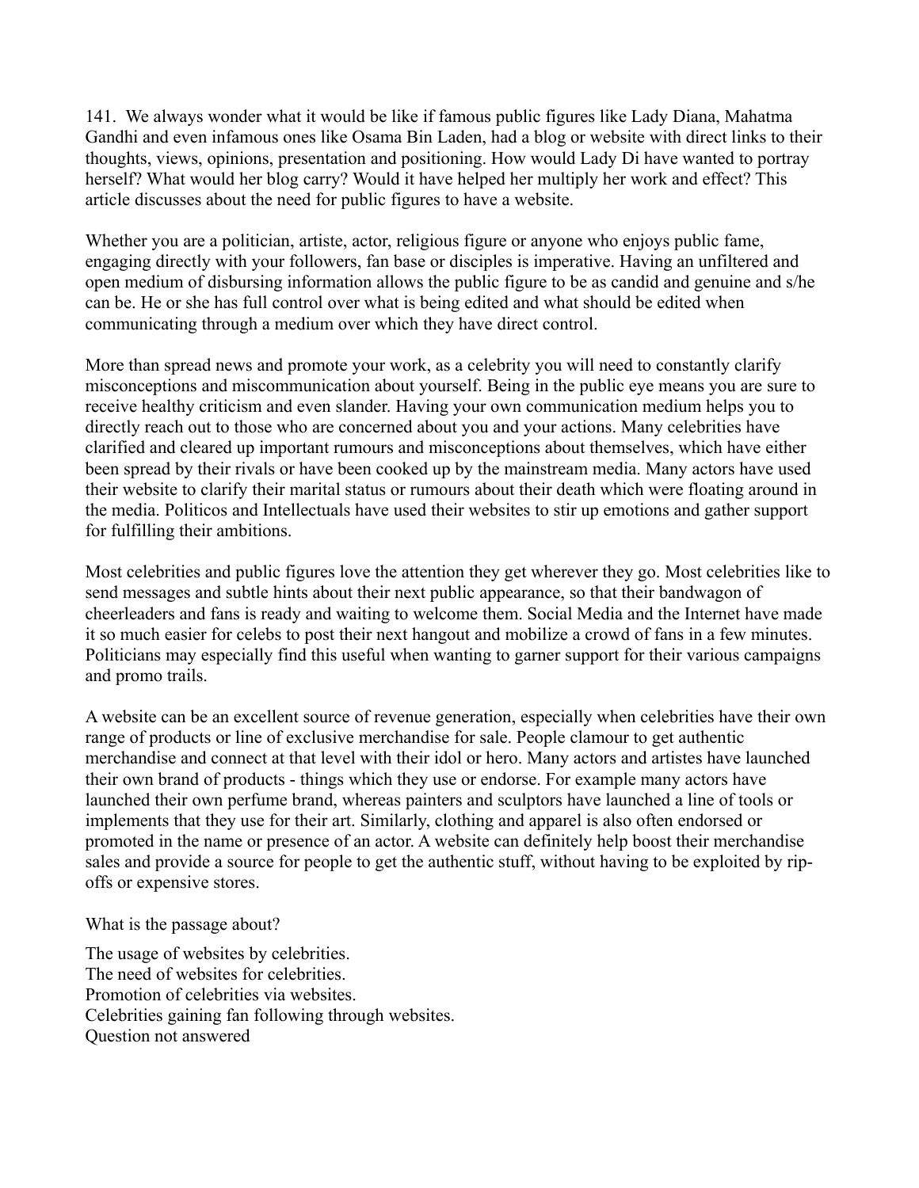141. We always wonder what it would be like if famous public figures like Lady Diana, Mahatma Gandhi and even infamous ones like Osama Bin Laden, had a blog or website with direct links to their thoughts, views, opinions, presentation and positioning. How would Lady Di have wanted to portray herself? What would her blog carry? Would it have helped her multiply her work and effect? This article discusses about the need for public figures to have a website.

Whether you are a politician, artiste, actor, religious figure or anyone who enjoys public fame, engaging directly with your followers, fan base or disciples is imperative. Having an unfiltered and open medium of disbursing information allows the public figure to be as candid and genuine and s/he can be. He or she has full control over what is being edited and what should be edited when communicating through a medium over which they have direct control.

More than spread news and promote your work, as a celebrity you will need to constantly clarify misconceptions and miscommunication about yourself. Being in the public eye means you are sure to receive healthy criticism and even slander. Having your own communication medium helps you to directly reach out to those who are concerned about you and your actions. Many celebrities have clarified and cleared up important rumours and misconceptions about themselves, which have either been spread by their rivals or have been cooked up by the mainstream media. Many actors have used their website to clarify their marital status or rumours about their death which were floating around in the media. Politicos and Intellectuals have used their websites to stir up emotions and gather support for fulfilling their ambitions.

Most celebrities and public figures love the attention they get wherever they go. Most celebrities like to send messages and subtle hints about their next public appearance, so that their bandwagon of cheerleaders and fans is ready and waiting to welcome them. Social Media and the Internet have made it so much easier for celebs to post their next hangout and mobilize a crowd of fans in a few minutes. Politicians may especially find this useful when wanting to garner support for their various campaigns and promo trails.

A website can be an excellent source of revenue generation, especially when celebrities have their own range of products or line of exclusive merchandise for sale. People clamour to get authentic merchandise and connect at that level with their idol or hero. Many actors and artistes have launched their own brand of products - things which they use or endorse. For example many actors have launched their own perfume brand, whereas painters and sculptors have launched a line of tools or implements that they use for their art. Similarly, clothing and apparel is also often endorsed or promoted in the name or presence of an actor. A website can definitely help boost their merchandise sales and provide a source for people to get the authentic stuff, without having to be exploited by rip-offs or expensive stores.

What is the passage about?

The usage of websites by celebrities.
The need of websites for celebrities.
Promotion of celebrities via websites.
Celebrities gaining fan following through websites.
Question not answered